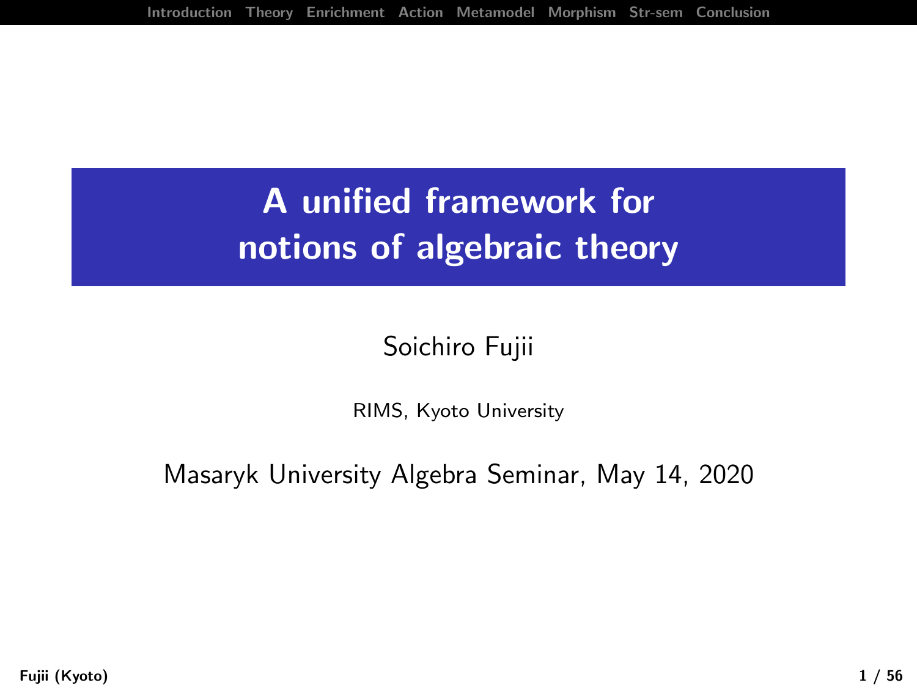# A unified framework for notions of algebraic theory

Soichiro Fujii

RIMS, Kyoto University

Masaryk University Algebra Seminar, May 14, 2020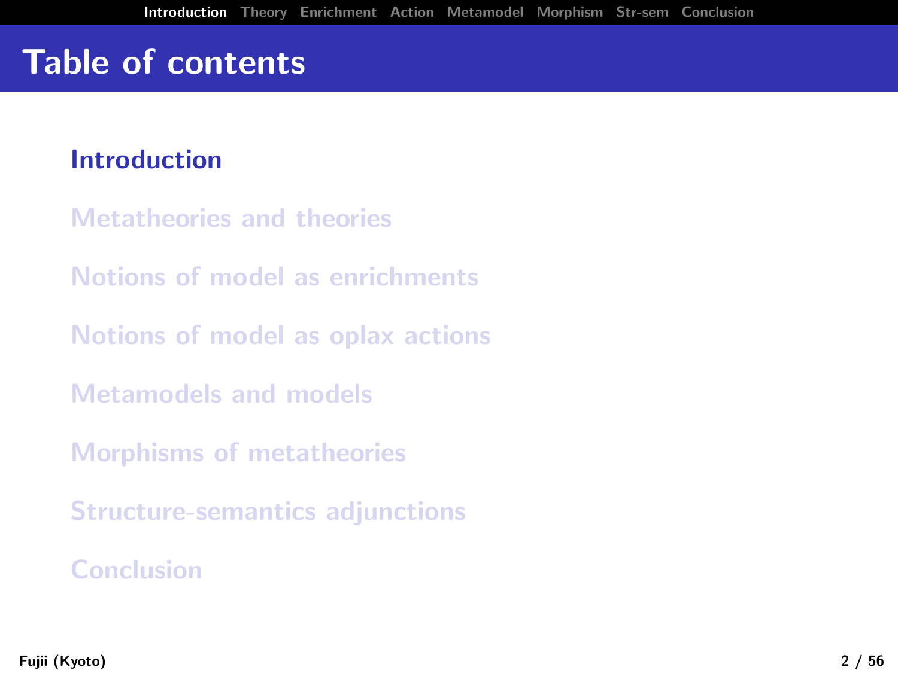# Table of contents

- Introduction
- Metatheories and theories
- Notions of model as enrichments
- Notions of model as oplax actions
- Metamodels and models
- Morphisms of metatheories
- Structure-semantics adjunctions
- Conclusion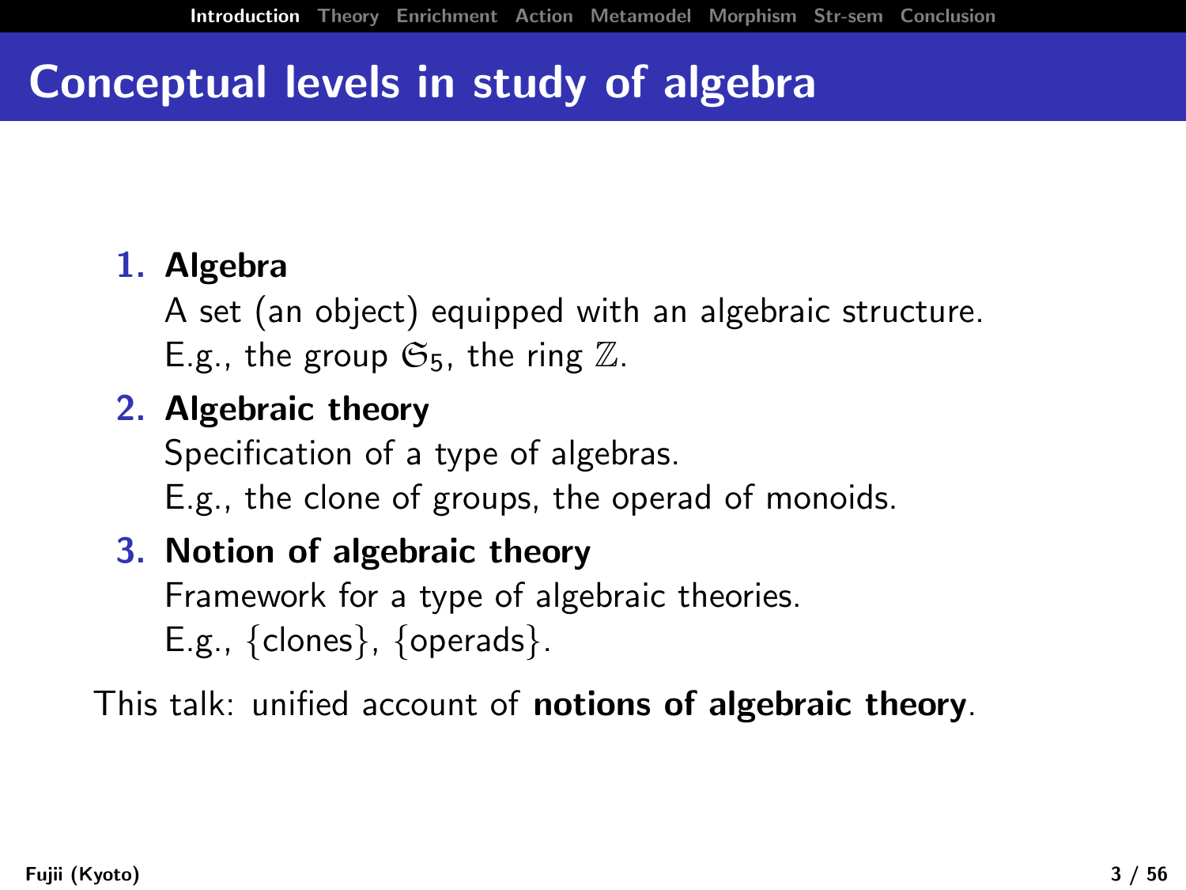# Conceptual levels in study of algebra

1. **Algebra**
   A set (an object) equipped with an algebraic structure.
   E.g., the group $\mathfrak{S}_5$, the ring $\mathbb{Z}$.
2. **Algebraic theory**
   Specification of a type of algebras.
   E.g., the clone of groups, the operad of monoids.
3. **Notion of algebraic theory**
   Framework for a type of algebraic theories.
   E.g., $\{$clones$\}$, $\{$operads$\}$.

This talk: unified account of **notions of algebraic theory**.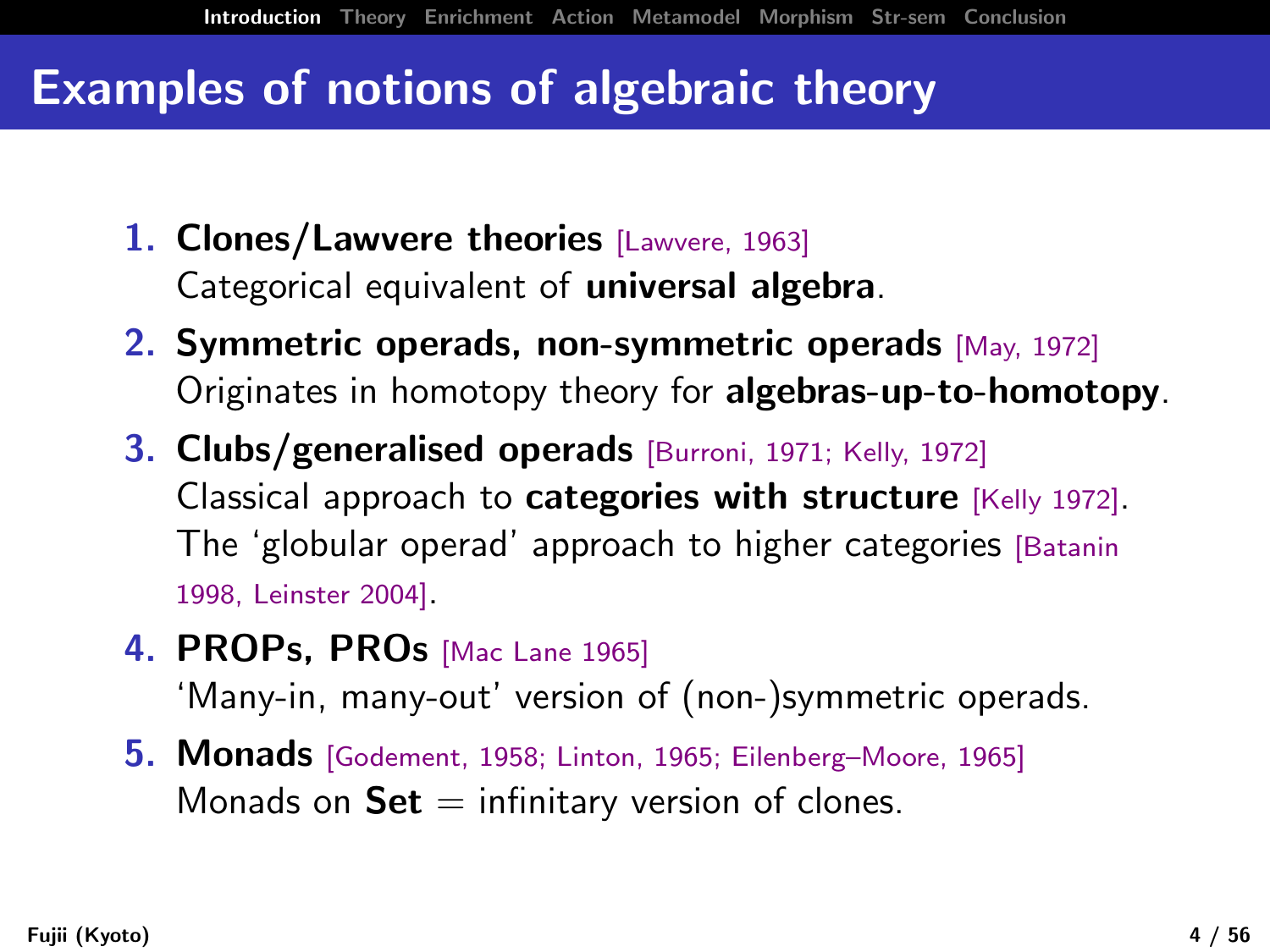# Examples of notions of algebraic theory

1. **Clones/Lawvere theories** [Lawvere, 1963]
   Categorical equivalent of **universal algebra**.
2. **Symmetric operads, non-symmetric operads** [May, 1972]
   Originates in homotopy theory for **algebras-up-to-homotopy**.
3. **Clubs/generalised operads** [Burroni, 1971; Kelly, 1972]
   Classical approach to **categories with structure** [Kelly 1972].
   The 'globular operad' approach to higher categories [Batanin 1998, Leinster 2004].
4. **PROPs, PROs** [Mac Lane 1965]
   'Many-in, many-out' version of (non-)symmetric operads.
5. **Monads** [Godement, 1958; Linton, 1965; Eilenberg–Moore, 1965]
   Monads on **Set** = infinitary version of clones.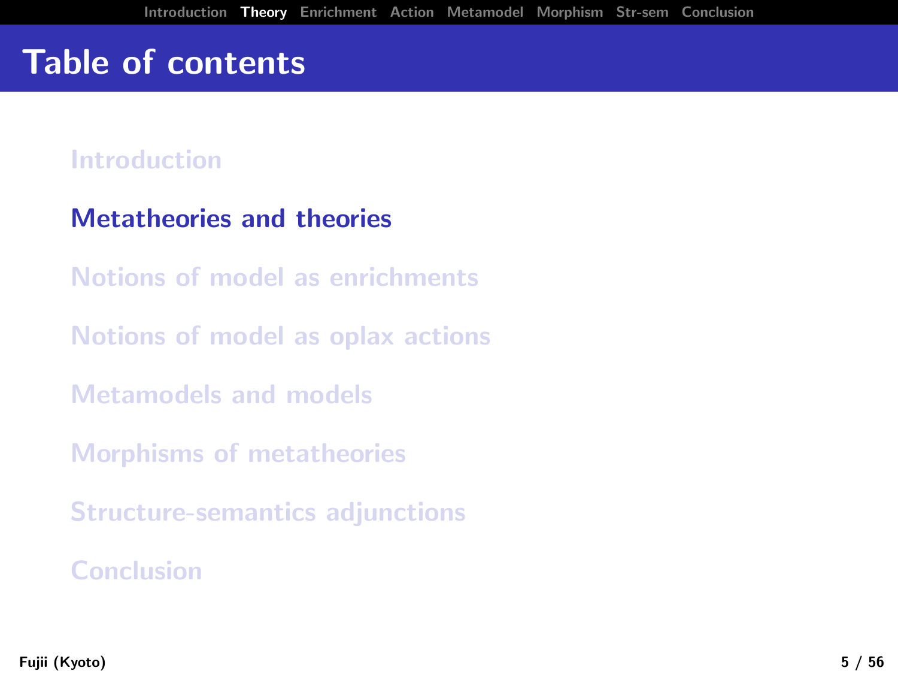# Table of contents

Introduction

**Metatheories and theories**

Notions of model as enrichments

Notions of model as oplax actions

Metamodels and models

Morphisms of metatheories

Structure-semantics adjunctions

Conclusion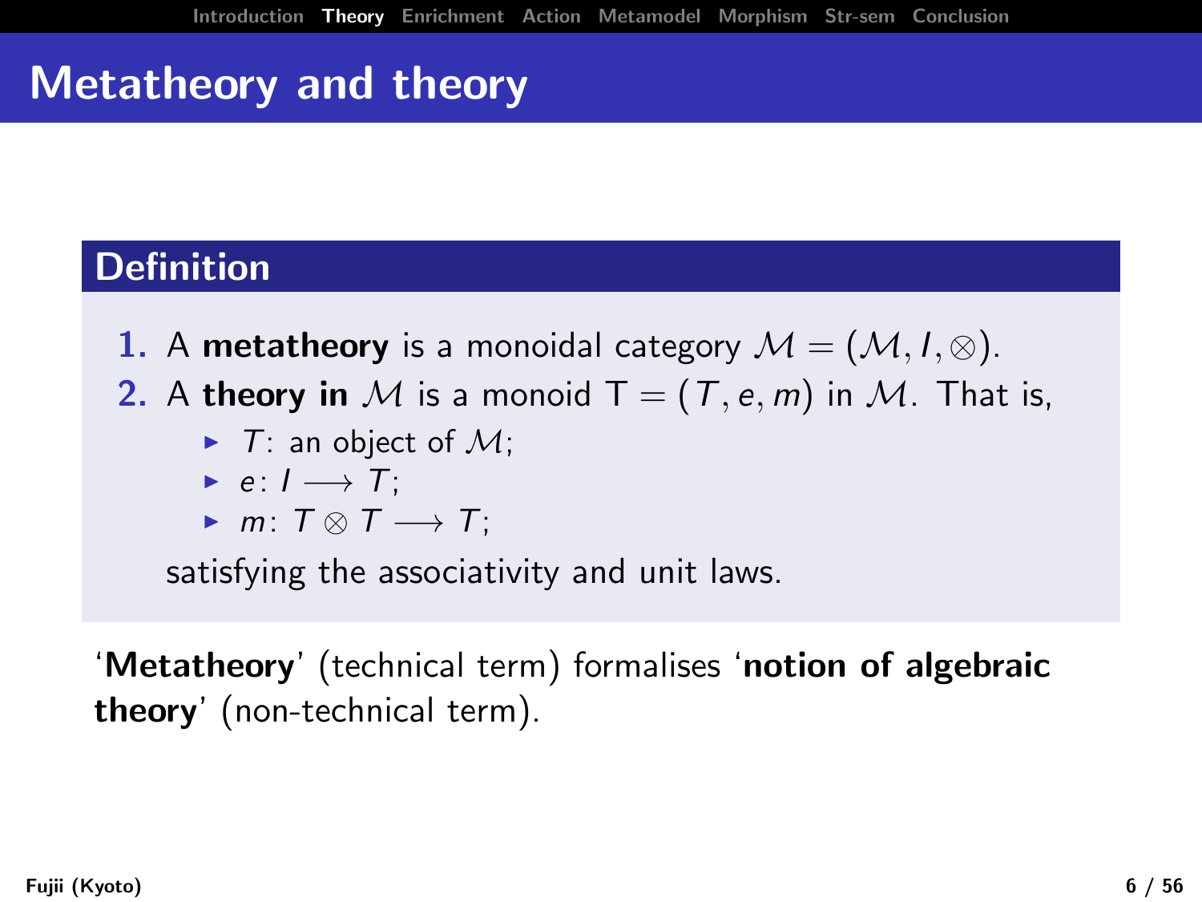# Metatheory and theory

**Definition**

1. A **metatheory** is a monoidal category $\mathcal{M} = (\mathcal{M}, I, \otimes)$.
2. A **theory in** $\mathcal{M}$ is a monoid $\mathsf{T} = (T, e, m)$ in $\mathcal{M}$. That is,
   - $T$: an object of $\mathcal{M}$;
   - $e \colon I \longrightarrow T$;
   - $m \colon T \otimes T \longrightarrow T$;

   satisfying the associativity and unit laws.

'**Metatheory**' (technical term) formalises '**notion of algebraic theory**' (non-technical term).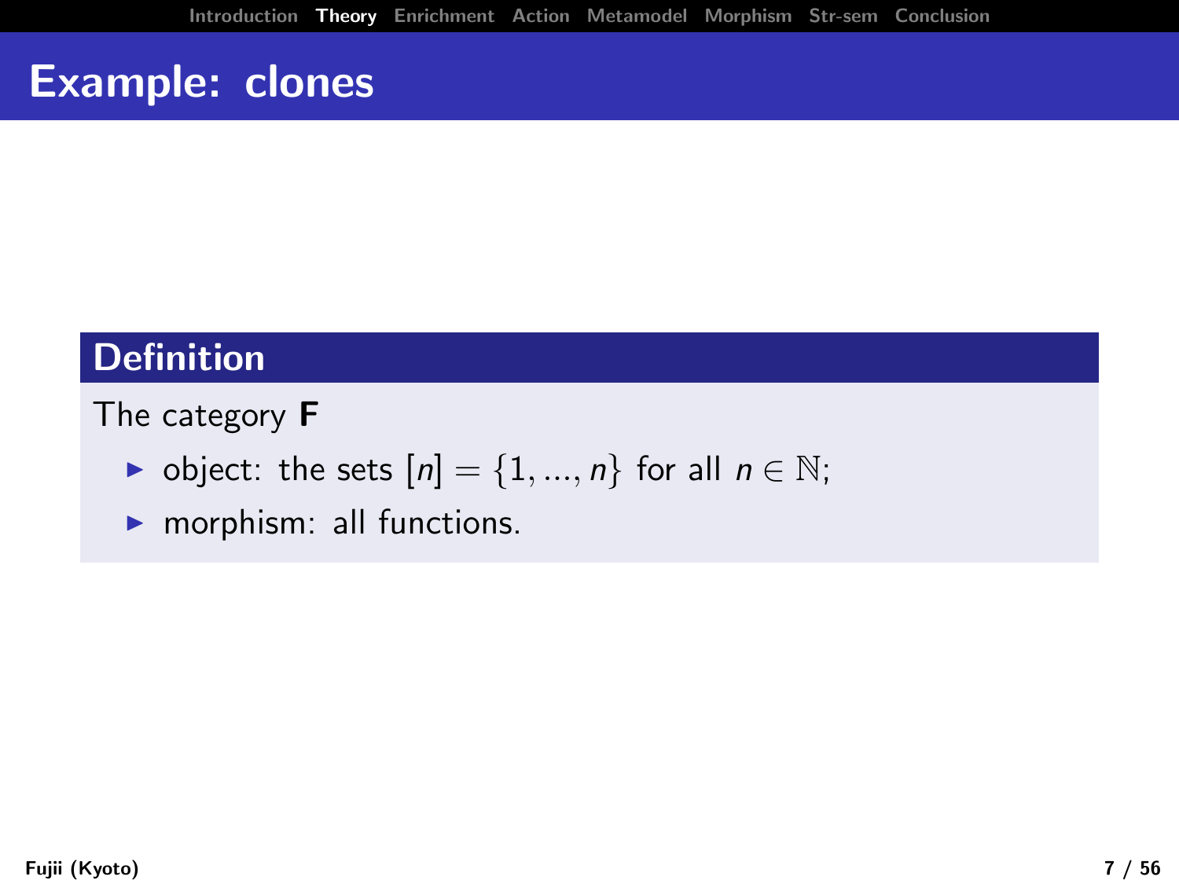# Example: clones

**Definition**

The category **F**

- object: the sets $[n] = \{1, ..., n\}$ for all $n \in \mathbb{N}$;
- morphism: all functions.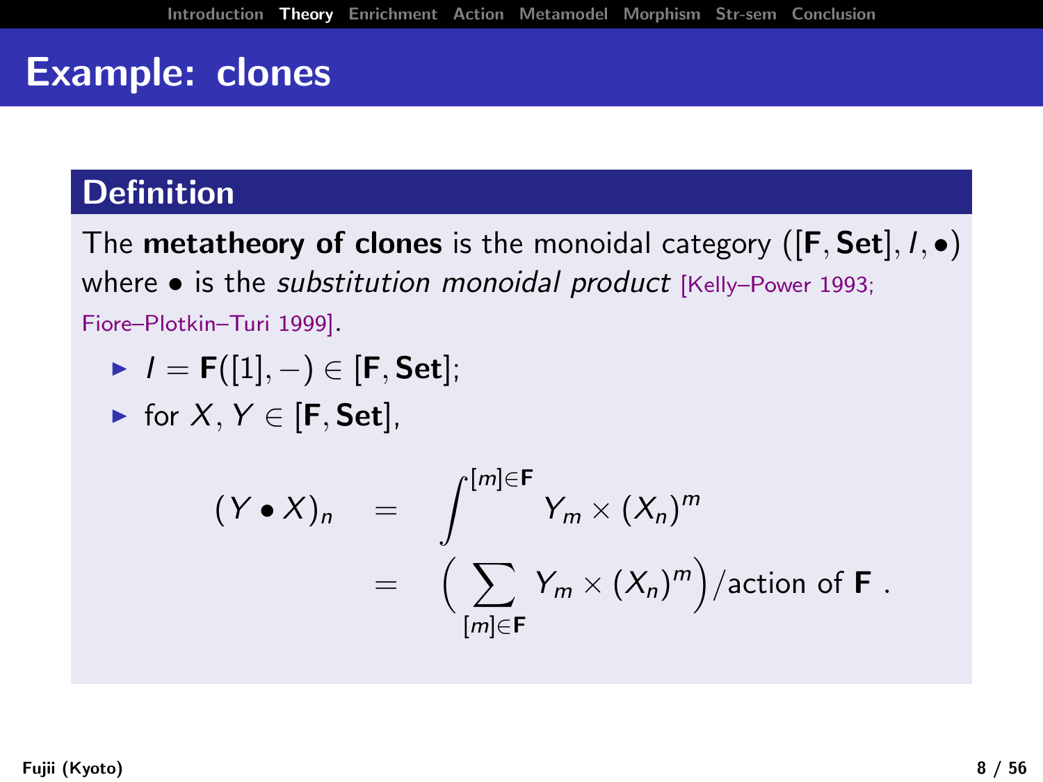# Example: clones

## Definition

The **metatheory of clones** is the monoidal category $([\mathbf{F}, \mathbf{Set}], I, \bullet)$ where $\bullet$ is the *substitution monoidal product* [Kelly–Power 1993; Fiore–Plotkin–Turi 1999].

- $I = \mathbf{F}([1], -) \in [\mathbf{F}, \mathbf{Set}]$;
- for $X, Y \in [\mathbf{F}, \mathbf{Set}]$,

$$
\begin{aligned}
(Y \bullet X)_n &= \int^{[m] \in \mathbf{F}} Y_m \times (X_n)^m \\
&= \Big( \sum_{[m] \in \mathbf{F}} Y_m \times (X_n)^m \Big) / \text{action of } \mathbf{F} \, .
\end{aligned}
$$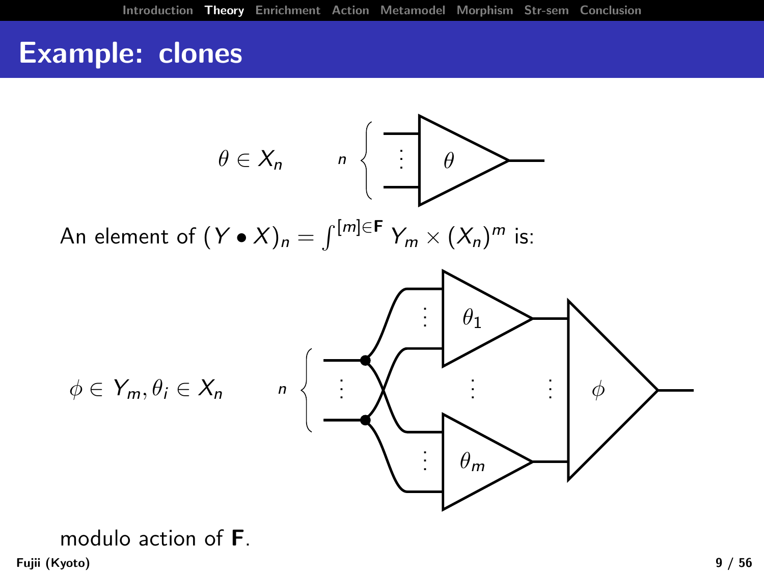# Example: clones

$\theta \in X_n$

An element of $(Y \bullet X)_n = \int^{[m] \in \mathbf{F}} Y_m \times (X_n)^m$ is:

$\phi \in Y_m, \theta_i \in X_n$

modulo action of **F**.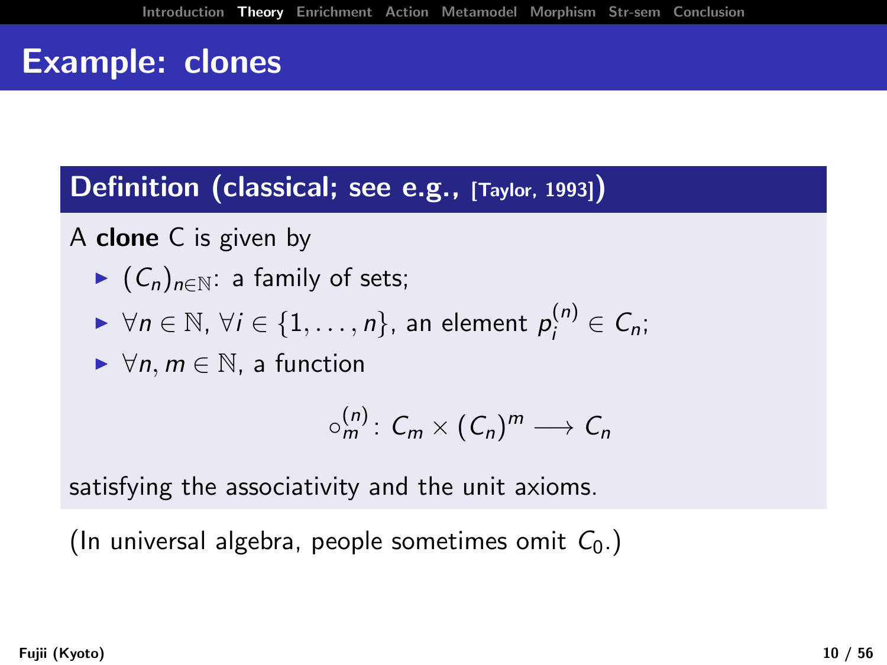# Example: clones

**Definition (classical; see e.g., [Taylor, 1993])**

A **clone** C is given by

- $(C_n)_{n \in \mathbb{N}}$: a family of sets;
- $\forall n \in \mathbb{N}$, $\forall i \in \{1, \ldots, n\}$, an element $p_i^{(n)} \in C_n$;
- $\forall n, m \in \mathbb{N}$, a function

$$\circ_m^{(n)} \colon C_m \times (C_n)^m \longrightarrow C_n$$

satisfying the associativity and the unit axioms.

(In universal algebra, people sometimes omit $C_0$.)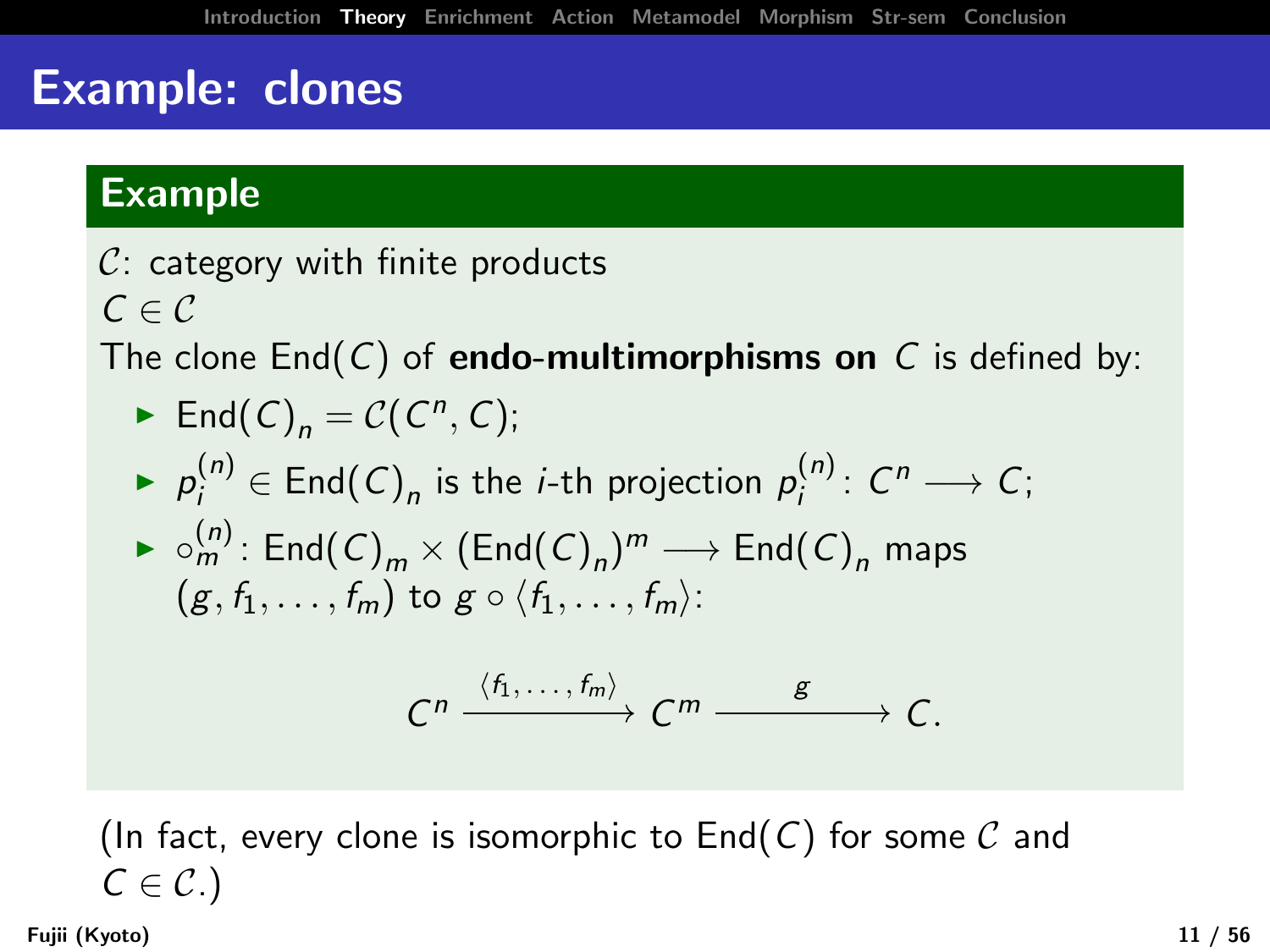# Example: clones

## Example

$\mathcal{C}$: category with finite products
$C \in \mathcal{C}$
The clone $\mathrm{End}(C)$ of **endo-multimorphisms on** $C$ is defined by:

- $\mathrm{End}(C)_n = \mathcal{C}(C^n, C)$;
- $p_i^{(n)} \in \mathrm{End}(C)_n$ is the $i$-th projection $p_i^{(n)} \colon C^n \longrightarrow C$;
- $\circ_m^{(n)} \colon \mathrm{End}(C)_m \times (\mathrm{End}(C)_n)^m \longrightarrow \mathrm{End}(C)_n$ maps $(g, f_1, \ldots, f_m)$ to $g \circ \langle f_1, \ldots, f_m \rangle$:

$$C^n \xrightarrow{\langle f_1, \ldots, f_m \rangle} C^m \xrightarrow{\quad g \quad} C.$$

(In fact, every clone is isomorphic to $\mathrm{End}(C)$ for some $\mathcal{C}$ and $C \in \mathcal{C}$.)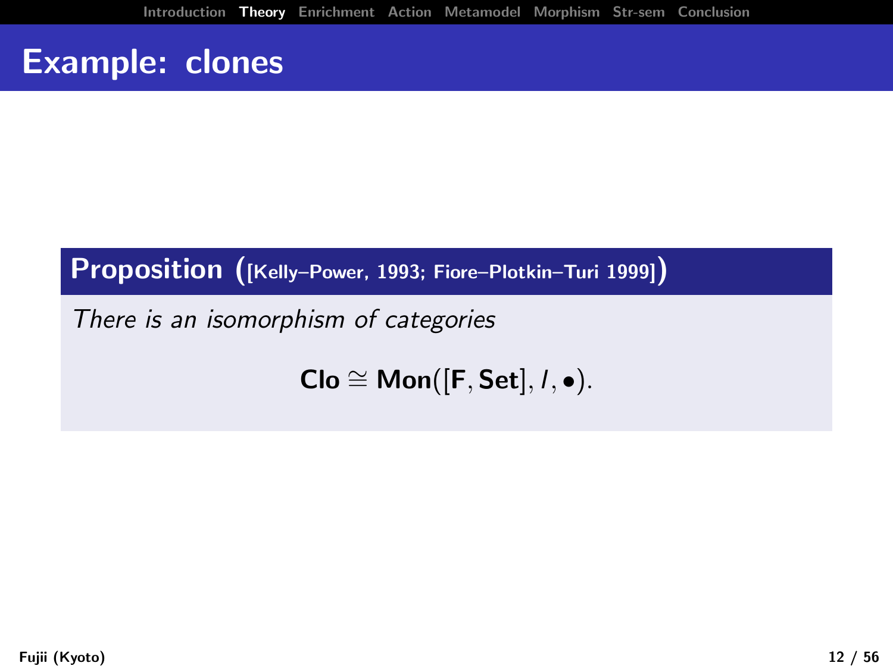# Example: clones

**Proposition ([Kelly–Power, 1993; Fiore–Plotkin–Turi 1999])**

*There is an isomorphism of categories*

$$\mathbf{Clo} \cong \mathbf{Mon}([\mathbf{F}, \mathbf{Set}], I, \bullet).$$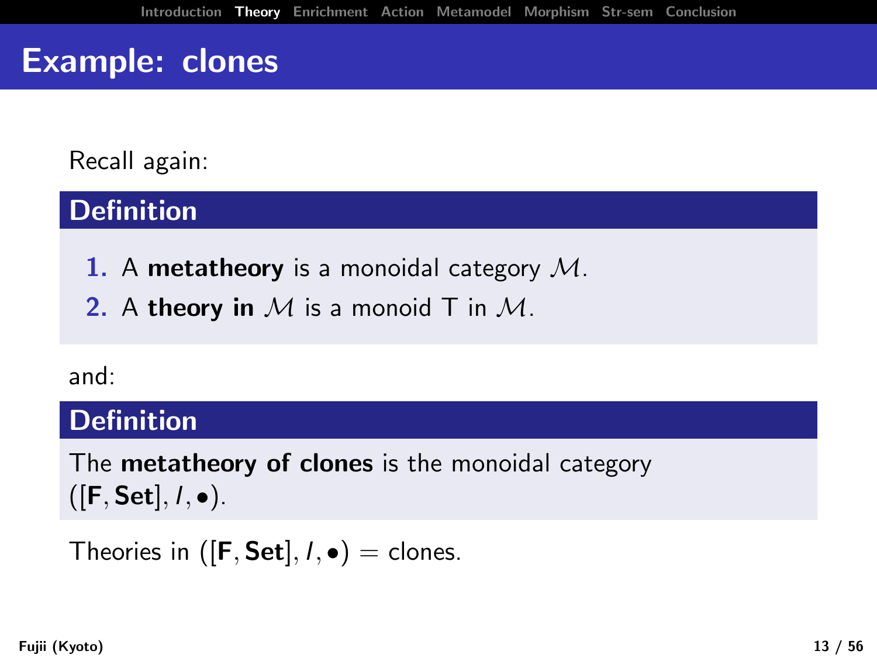# Example: clones

Recall again:

**Definition**

1. A **metatheory** is a monoidal category $\mathcal{M}$.
2. A **theory in** $\mathcal{M}$ is a monoid $\mathrm{T}$ in $\mathcal{M}$.

and:

**Definition**

The **metatheory of clones** is the monoidal category $([\mathbf{F}, \mathbf{Set}], I, \bullet)$.

Theories in $([\mathbf{F}, \mathbf{Set}], I, \bullet) =$ clones.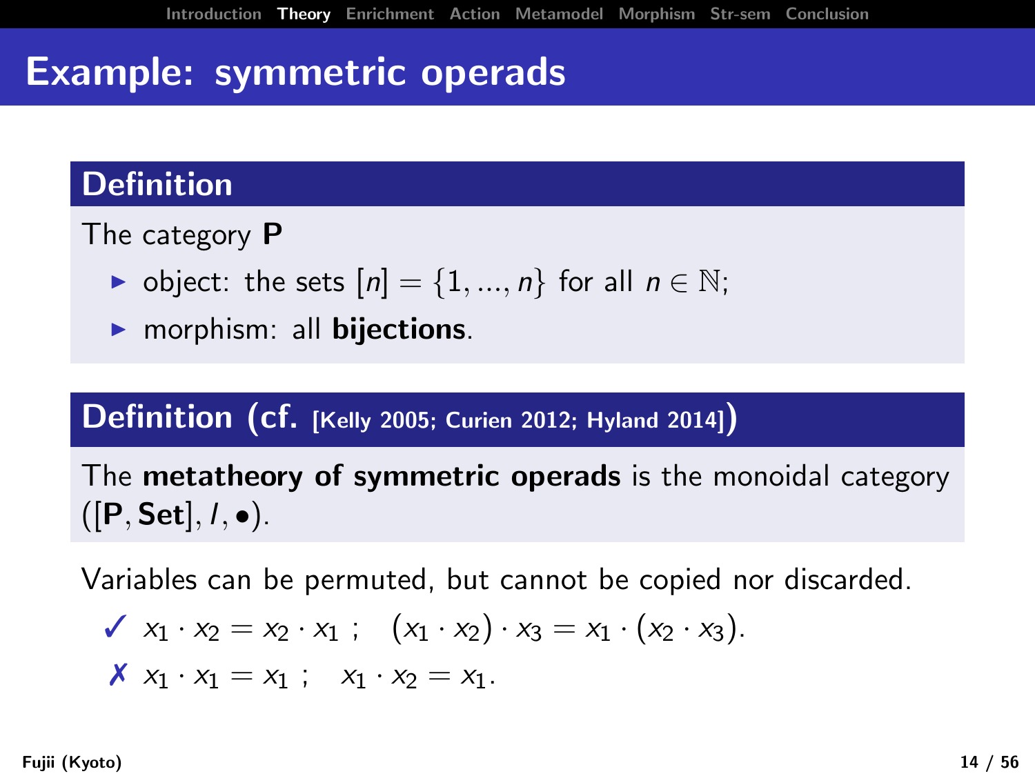# Example: symmetric operads

## Definition

The category **P**

- object: the sets $[n] = \{1, ..., n\}$ for all $n \in \mathbb{N}$;
- morphism: all **bijections**.

## Definition (cf. [Kelly 2005; Curien 2012; Hyland 2014])

The **metatheory of symmetric operads** is the monoidal category $([\mathbf{P}, \mathbf{Set}], I, \bullet)$.

Variables can be permuted, but cannot be copied nor discarded.

✓ $x_1 \cdot x_2 = x_2 \cdot x_1$ ; $(x_1 \cdot x_2) \cdot x_3 = x_1 \cdot (x_2 \cdot x_3)$.

✗ $x_1 \cdot x_1 = x_1$ ; $x_1 \cdot x_2 = x_1$.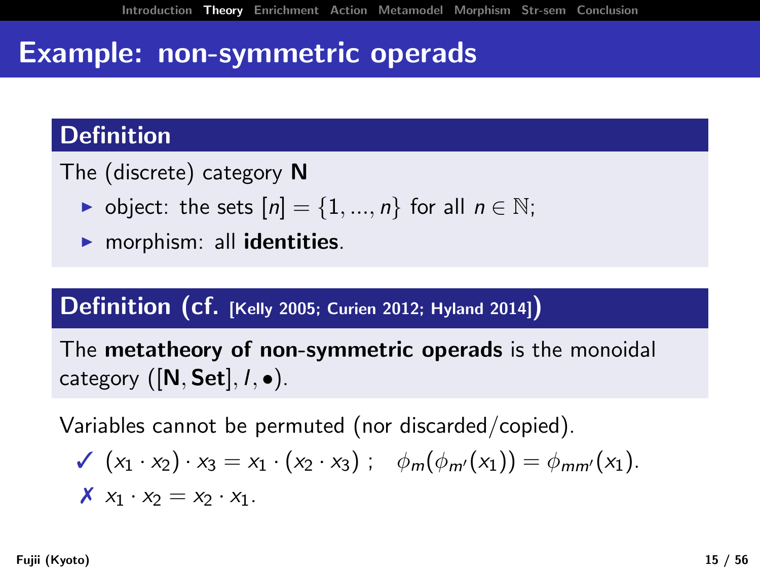# Example: non-symmetric operads

**Definition**

The (discrete) category **N**

- object: the sets $[n] = \{1, ..., n\}$ for all $n \in \mathbb{N}$;
- morphism: all **identities**.

**Definition (cf. [Kelly 2005; Curien 2012; Hyland 2014])**

The **metatheory of non-symmetric operads** is the monoidal category $([\mathbf{N}, \mathbf{Set}], I, \bullet)$.

Variables cannot be permuted (nor discarded/copied).

✓ $(x_1 \cdot x_2) \cdot x_3 = x_1 \cdot (x_2 \cdot x_3)$ ; $\phi_m(\phi_{m'}(x_1)) = \phi_{mm'}(x_1)$.

✗ $x_1 \cdot x_2 = x_2 \cdot x_1$.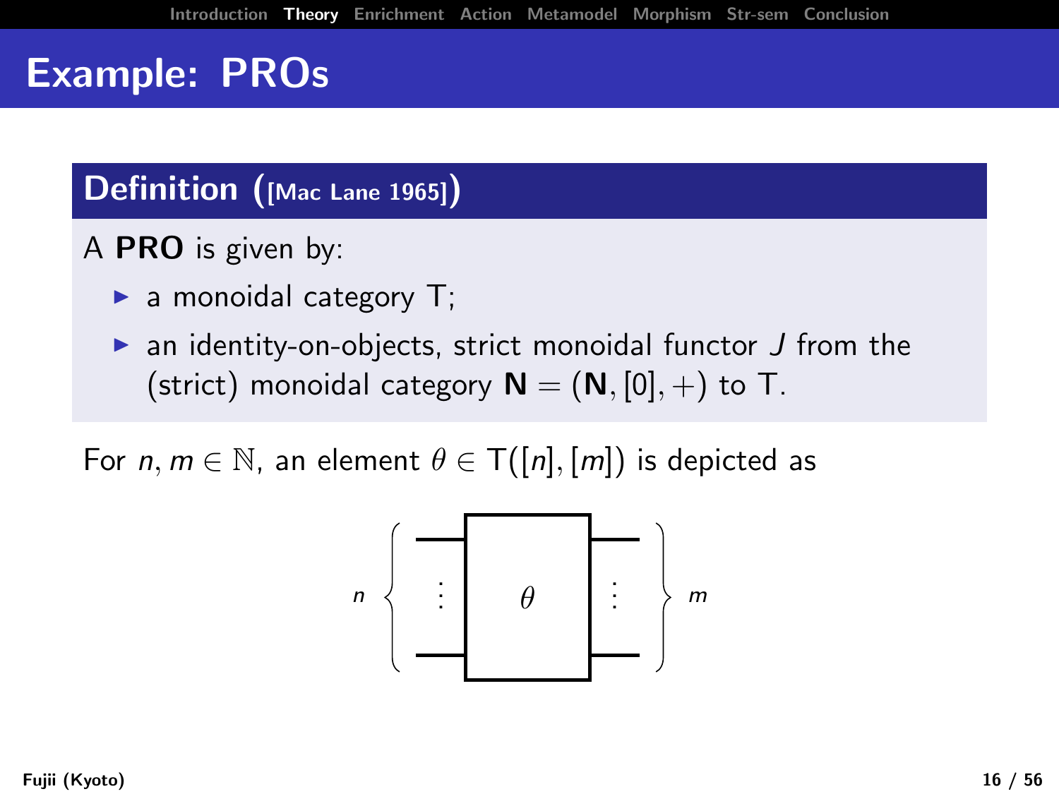# Example: PROs

**Definition ([Mac Lane 1965])**

A **PRO** is given by:

- a monoidal category $\mathsf{T}$;
- an identity-on-objects, strict monoidal functor $J$ from the (strict) monoidal category $\mathbf{N} = (\mathbf{N}, [0], +)$ to $\mathsf{T}$.

For $n, m \in \mathbb{N}$, an element $\theta \in \mathsf{T}([n], [m])$ is depicted as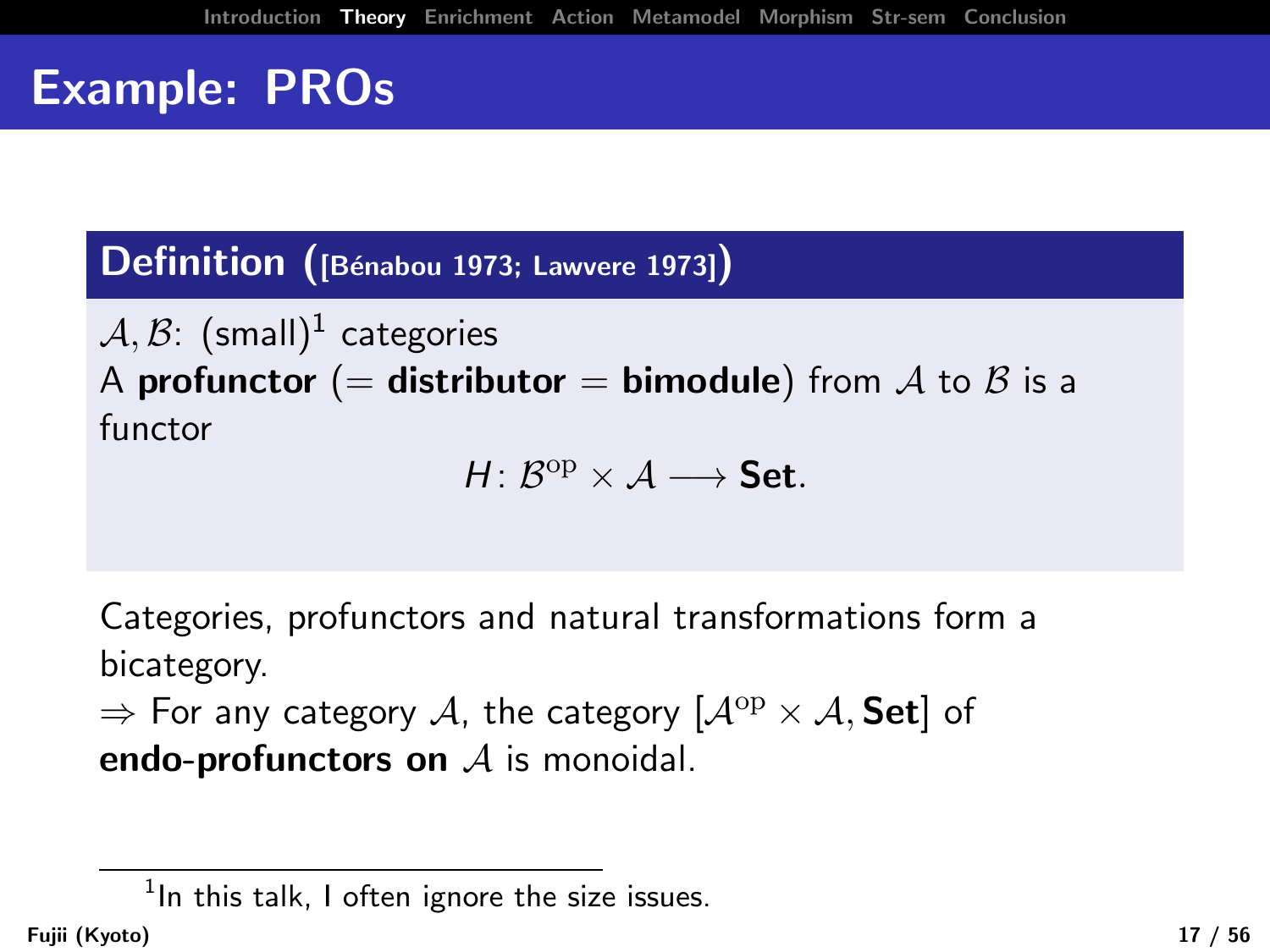# Example: PROs

**Definition ([Bénabou 1973; Lawvere 1973])**

$\mathcal{A}, \mathcal{B}$: (small)[1] categories

A **profunctor** (= **distributor** = **bimodule**) from $\mathcal{A}$ to $\mathcal{B}$ is a functor

$$H \colon \mathcal{B}^{\mathrm{op}} \times \mathcal{A} \longrightarrow \mathbf{Set}.$$

Categories, profunctors and natural transformations form a bicategory.

$\Rightarrow$ For any category $\mathcal{A}$, the category $[\mathcal{A}^{\mathrm{op}} \times \mathcal{A}, \mathbf{Set}]$ of **endo-profunctors on** $\mathcal{A}$ is monoidal.

[1] In this talk, I often ignore the size issues.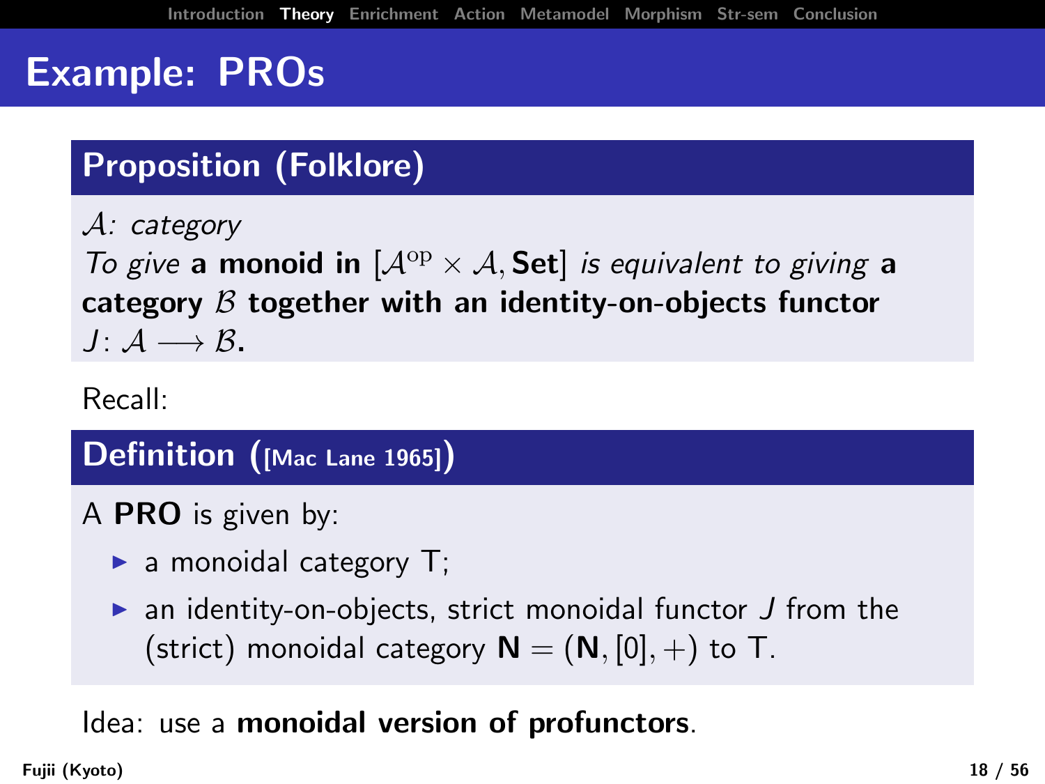# Example: PROs

## Proposition (Folklore)

*$\mathcal{A}$: category*
*To give* **a monoid in** $[\mathcal{A}^{\mathrm{op}} \times \mathcal{A}, \mathbf{Set}]$ *is equivalent to giving* **a category** $\mathcal{B}$ **together with an identity-on-objects functor** $J \colon \mathcal{A} \longrightarrow \mathcal{B}$**.**

Recall:

## Definition ([Mac Lane 1965])

A **PRO** is given by:

- a monoidal category T;
- an identity-on-objects, strict monoidal functor $J$ from the (strict) monoidal category $\mathbf{N} = (\mathbf{N}, [0], +)$ to T.

Idea: use a **monoidal version of profunctors**.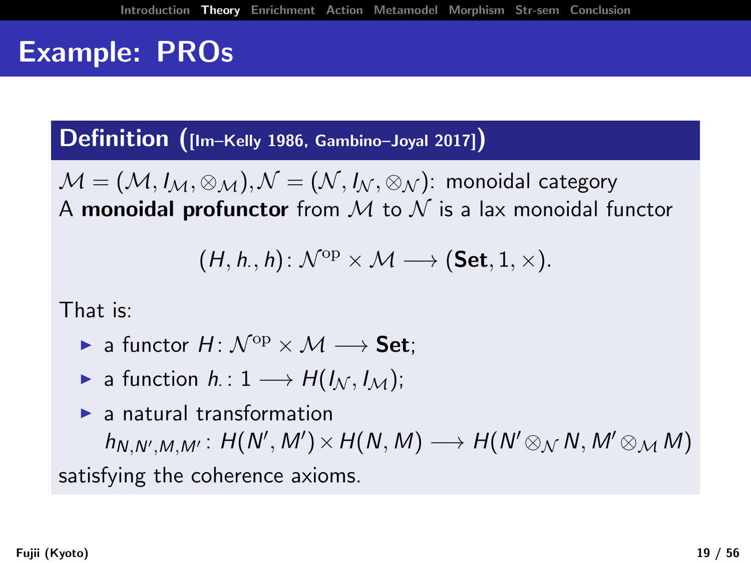# Example: PROs

**Definition ([Im–Kelly 1986, Gambino–Joyal 2017])**

$\mathcal{M} = (\mathcal{M}, I_{\mathcal{M}}, \otimes_{\mathcal{M}}), \mathcal{N} = (\mathcal{N}, I_{\mathcal{N}}, \otimes_{\mathcal{N}})$: monoidal category
A **monoidal profunctor** from $\mathcal{M}$ to $\mathcal{N}$ is a lax monoidal functor

$$(H, h_{\cdot}, h) \colon \mathcal{N}^{\mathrm{op}} \times \mathcal{M} \longrightarrow (\mathbf{Set}, 1, \times).$$

That is:

- a functor $H \colon \mathcal{N}^{\mathrm{op}} \times \mathcal{M} \longrightarrow \mathbf{Set}$;
- a function $h_{\cdot} \colon 1 \longrightarrow H(I_{\mathcal{N}}, I_{\mathcal{M}})$;
- a natural transformation
  $h_{N,N',M,M'} \colon H(N', M') \times H(N, M) \longrightarrow H(N' \otimes_{\mathcal{N}} N, M' \otimes_{\mathcal{M}} M)$

satisfying the coherence axioms.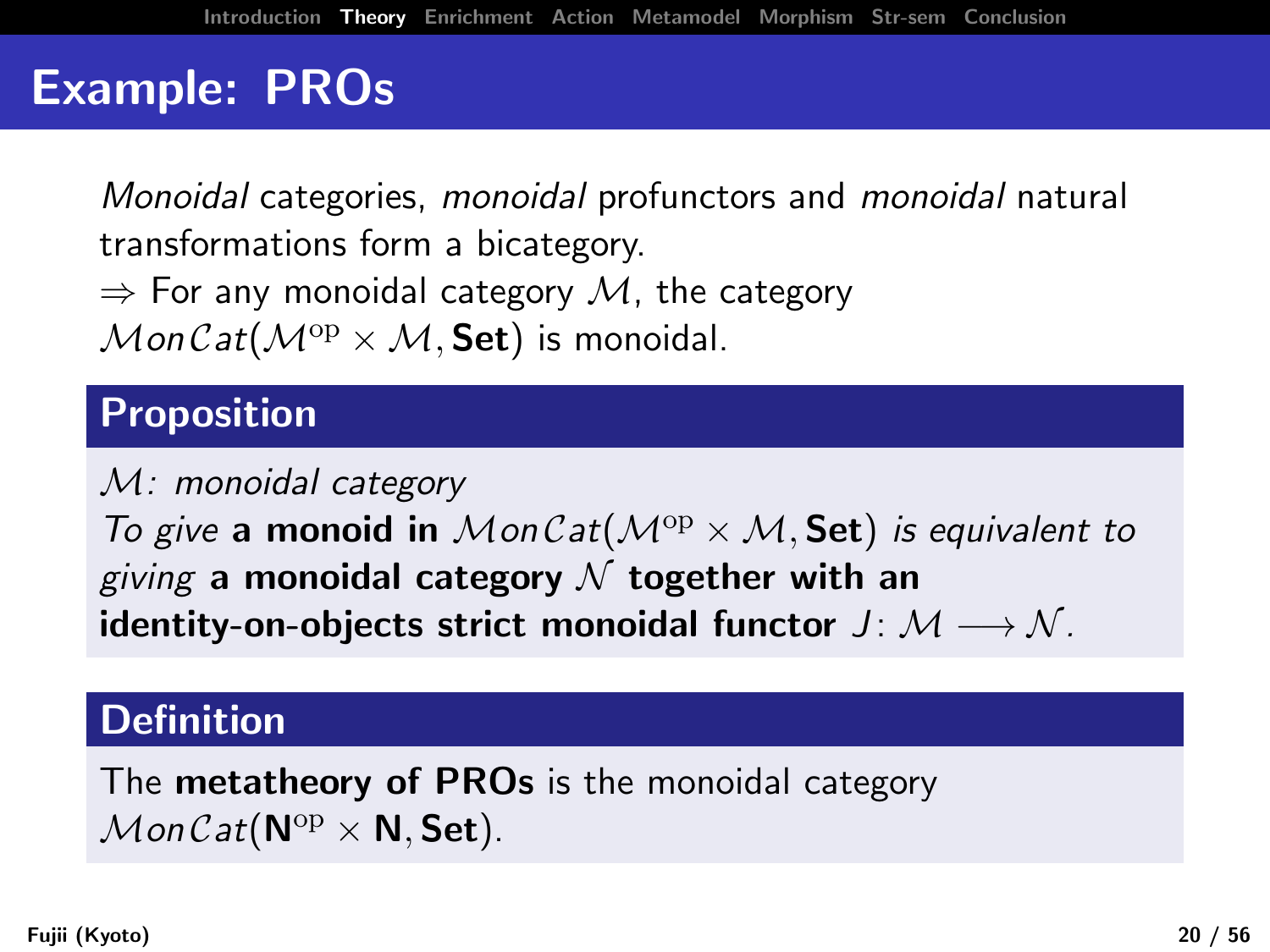# Example: PROs

*Monoidal* categories, *monoidal* profunctors and *monoidal* natural transformations form a bicategory.
$\Rightarrow$ For any monoidal category $\mathcal{M}$, the category $\mathcal{M}on\mathcal{C}at(\mathcal{M}^{\mathrm{op}} \times \mathcal{M}, \mathbf{Set})$ is monoidal.

## Proposition

*$\mathcal{M}$: monoidal category*
*To give* **a monoid in** $\mathcal{M}on\mathcal{C}at(\mathcal{M}^{\mathrm{op}} \times \mathcal{M}, \mathbf{Set})$ *is equivalent to giving* **a monoidal category** $\mathcal{N}$ **together with an identity-on-objects strict monoidal functor** $J\colon \mathcal{M} \longrightarrow \mathcal{N}$.

## Definition

The **metatheory of PROs** is the monoidal category $\mathcal{M}on\mathcal{C}at(\mathbf{N}^{\mathrm{op}} \times \mathbf{N}, \mathbf{Set})$.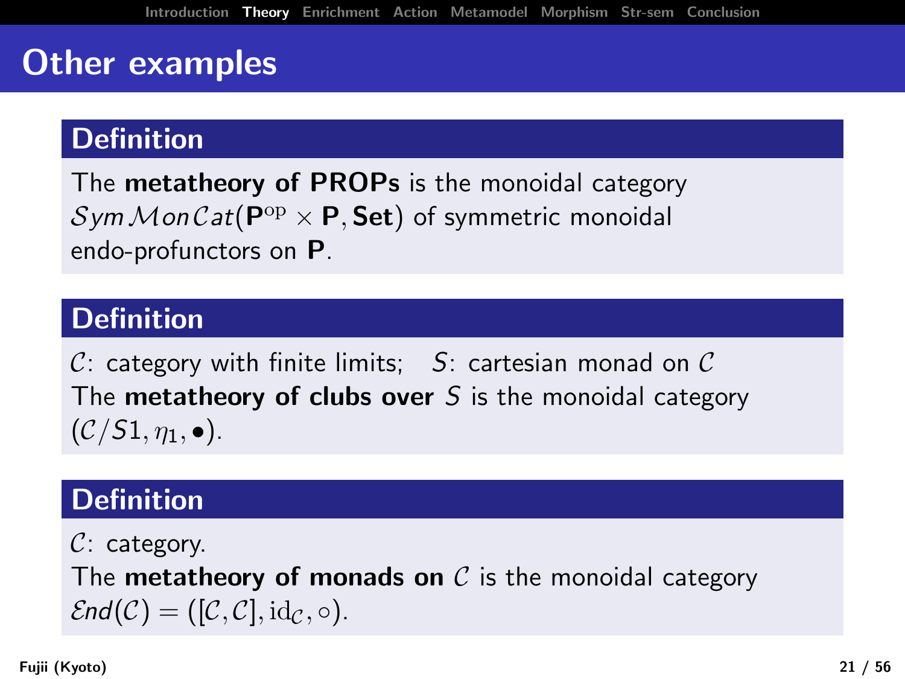# Other examples

## Definition

The **metatheory of PROPs** is the monoidal category $\mathcal{S}ym\mathcal{M}on\mathcal{C}at(\mathbf{P}^{\mathrm{op}} \times \mathbf{P}, \mathbf{Set})$ of symmetric monoidal endo-profunctors on $\mathbf{P}$.

## Definition

$\mathcal{C}$: category with finite limits; $S$: cartesian monad on $\mathcal{C}$

The **metatheory of clubs over** $S$ is the monoidal category $(\mathcal{C}/S1, \eta_1, \bullet)$.

## Definition

$\mathcal{C}$: category.

The **metatheory of monads on** $\mathcal{C}$ is the monoidal category $\mathcal{E}nd(\mathcal{C}) = ([\mathcal{C}, \mathcal{C}], \mathrm{id}_{\mathcal{C}}, \circ)$.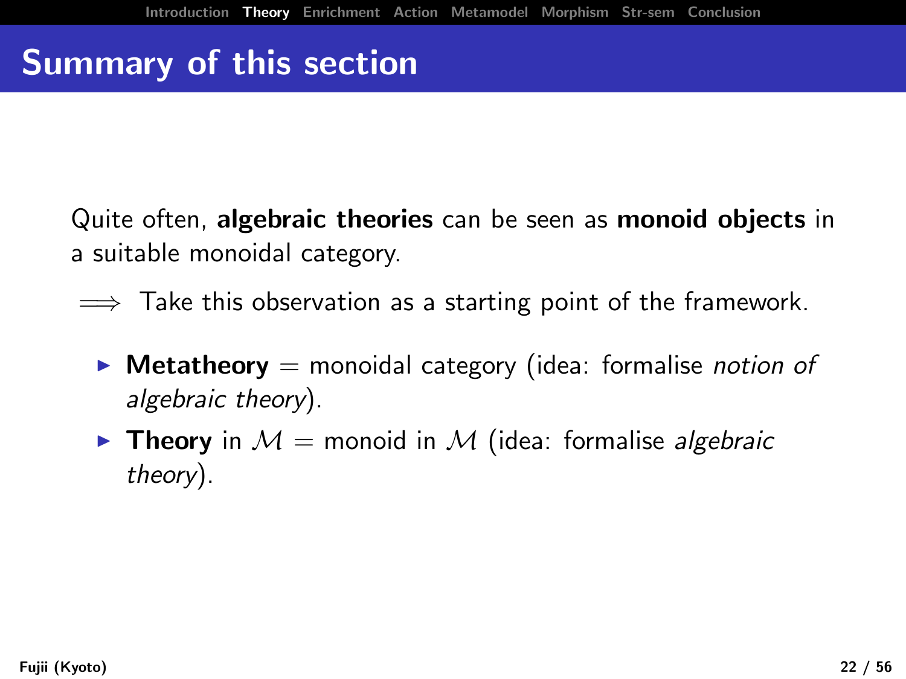# Summary of this section

Quite often, **algebraic theories** can be seen as **monoid objects** in a suitable monoidal category.

$\Longrightarrow$ Take this observation as a starting point of the framework.

- **Metatheory** = monoidal category (idea: formalise *notion of algebraic theory*).
- **Theory** in $\mathcal{M}$ = monoid in $\mathcal{M}$ (idea: formalise *algebraic theory*).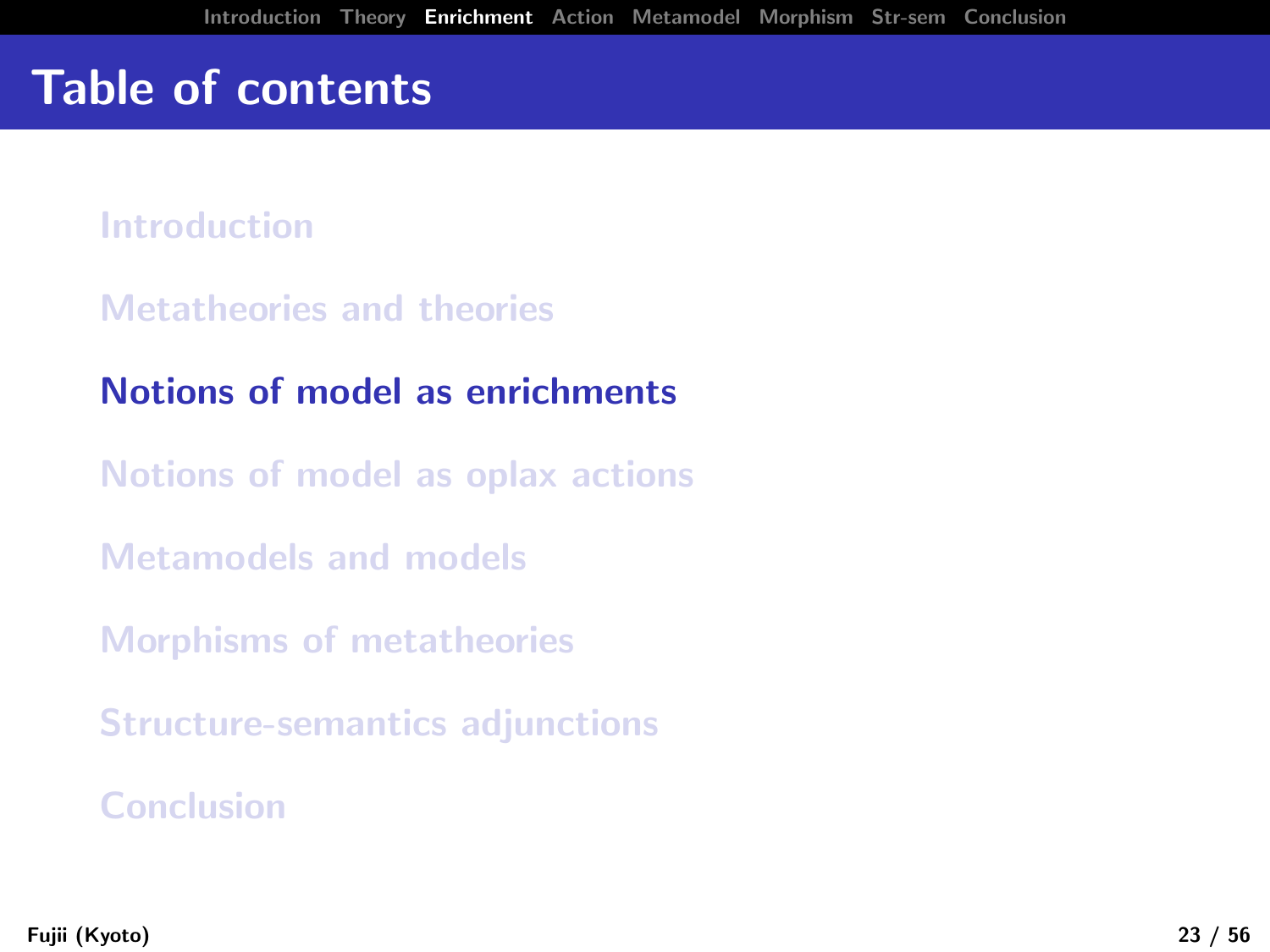# Table of contents

- Introduction
- Metatheories and theories
- **Notions of model as enrichments**
- Notions of model as oplax actions
- Metamodels and models
- Morphisms of metatheories
- Structure-semantics adjunctions
- Conclusion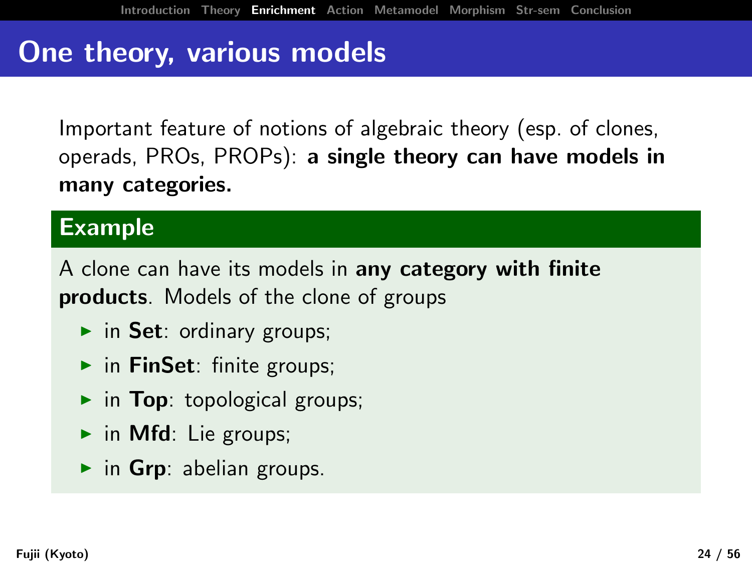# One theory, various models

Important feature of notions of algebraic theory (esp. of clones, operads, PROs, PROPs): **a single theory can have models in many categories.**

## Example

A clone can have its models in **any category with finite products**. Models of the clone of groups

- in **Set**: ordinary groups;
- in **FinSet**: finite groups;
- in **Top**: topological groups;
- in **Mfd**: Lie groups;
- in **Grp**: abelian groups.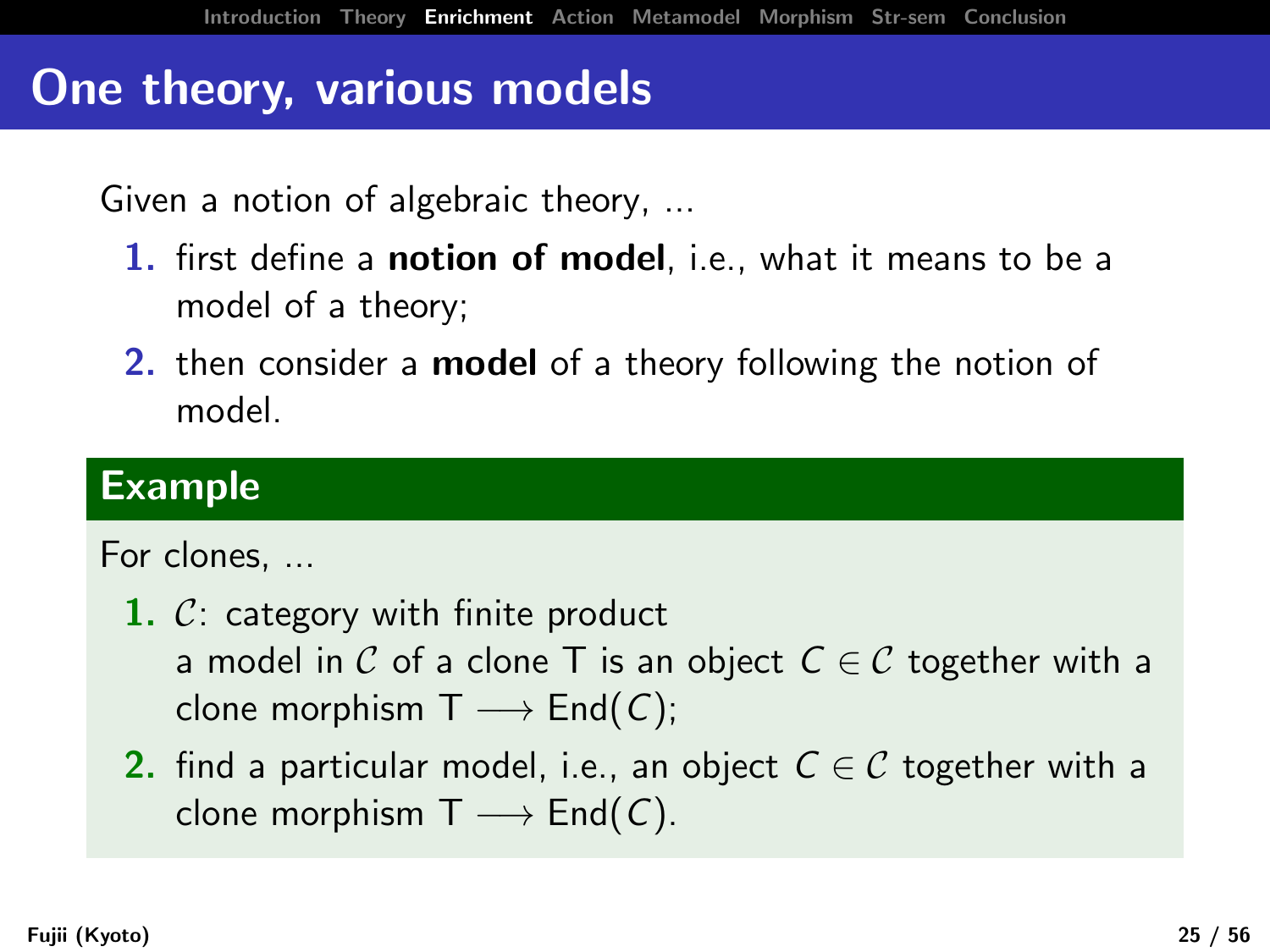# One theory, various models

Given a notion of algebraic theory, ...

1. first define a **notion of model**, i.e., what it means to be a model of a theory;
2. then consider a **model** of a theory following the notion of model.

## Example

For clones, ...

1. $\mathcal{C}$: category with finite product
   a model in $\mathcal{C}$ of a clone $\mathsf{T}$ is an object $C \in \mathcal{C}$ together with a clone morphism $\mathsf{T} \longrightarrow \mathrm{End}(C)$;
2. find a particular model, i.e., an object $C \in \mathcal{C}$ together with a clone morphism $\mathsf{T} \longrightarrow \mathrm{End}(C)$.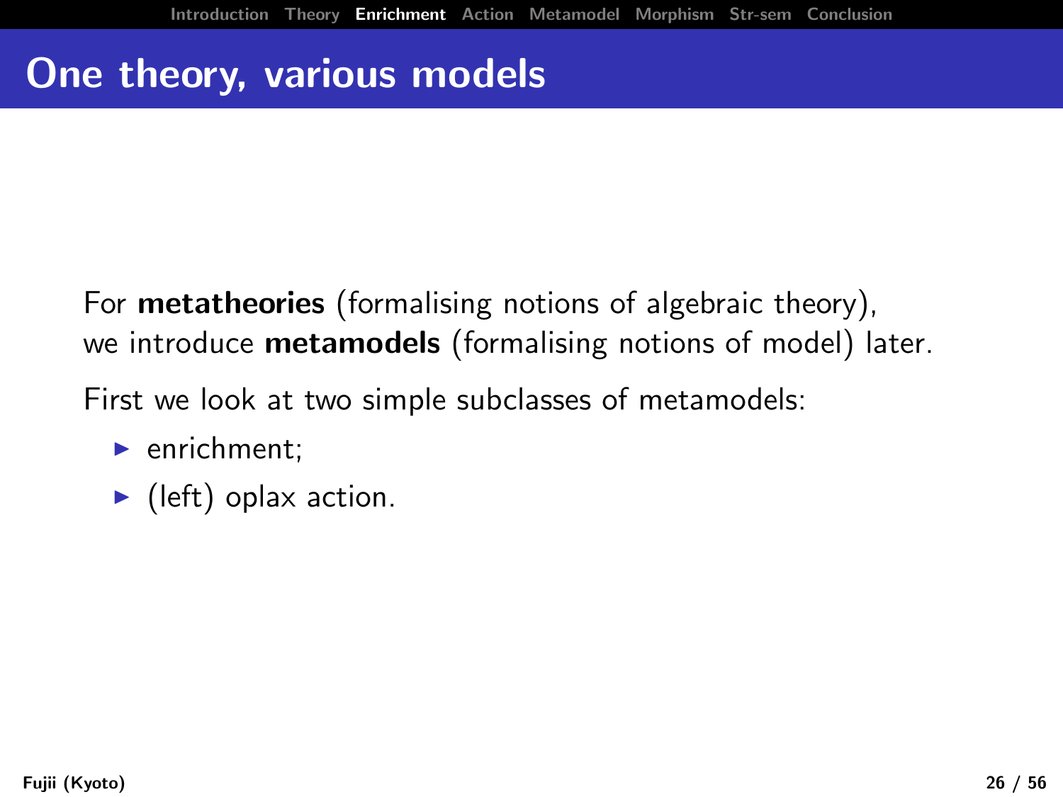# One theory, various models

For **metatheories** (formalising notions of algebraic theory),
we introduce **metamodels** (formalising notions of model) later.

First we look at two simple subclasses of metamodels:

- enrichment;
- (left) oplax action.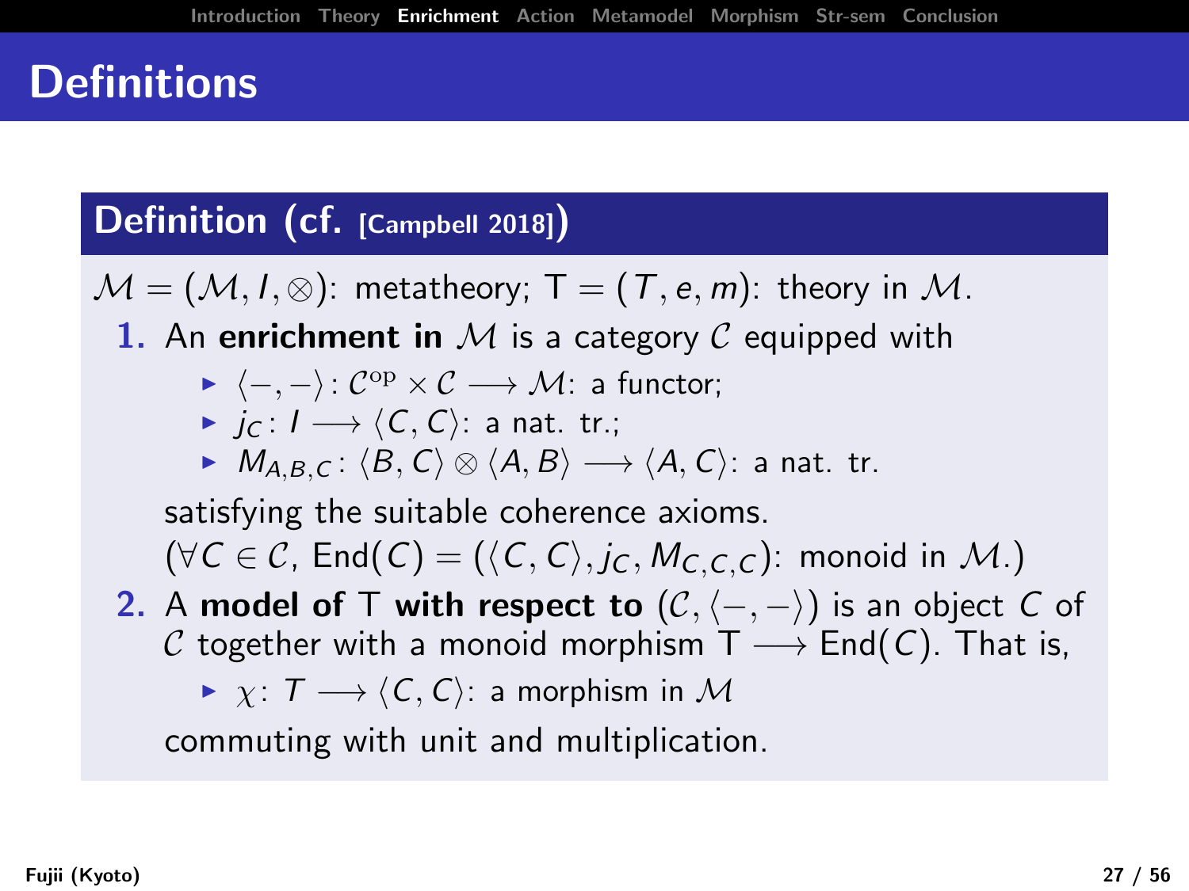# Definitions

### Definition (cf. [Campbell 2018])

$\mathcal{M} = (\mathcal{M}, I, \otimes)$: metatheory; $\mathsf{T} = (T, e, m)$: theory in $\mathcal{M}$.

1. An **enrichment in** $\mathcal{M}$ is a category $\mathcal{C}$ equipped with
   - $\langle -, - \rangle \colon \mathcal{C}^{\mathrm{op}} \times \mathcal{C} \longrightarrow \mathcal{M}$: a functor;
   - $j_C \colon I \longrightarrow \langle C, C \rangle$: a nat. tr.;
   - $M_{A,B,C} \colon \langle B, C \rangle \otimes \langle A, B \rangle \longrightarrow \langle A, C \rangle$: a nat. tr.

   satisfying the suitable coherence axioms.
   ($\forall C \in \mathcal{C}$, $\mathrm{End}(C) = (\langle C, C \rangle, j_C, M_{C,C,C})$: monoid in $\mathcal{M}$.)
2. A **model of** $\mathsf{T}$ **with respect to** $(\mathcal{C}, \langle -, - \rangle)$ is an object $C$ of $\mathcal{C}$ together with a monoid morphism $\mathsf{T} \longrightarrow \mathrm{End}(C)$. That is,
   - $\chi \colon T \longrightarrow \langle C, C \rangle$: a morphism in $\mathcal{M}$

   commuting with unit and multiplication.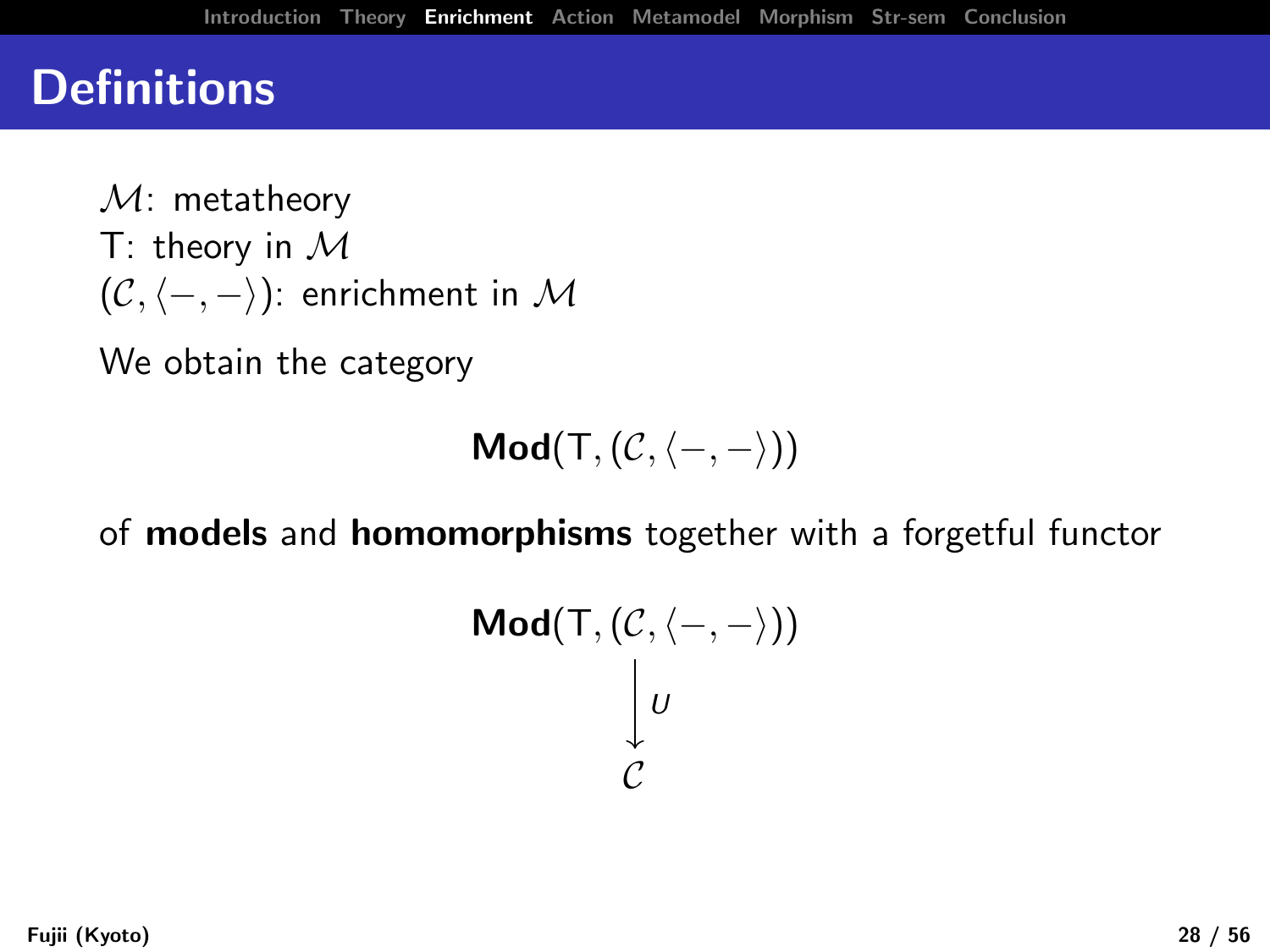# Definitions

$\mathcal{M}$: metatheory
T: theory in $\mathcal{M}$
$(\mathcal{C}, \langle -, - \rangle)$: enrichment in $\mathcal{M}$

We obtain the category

$$\mathbf{Mod}(\mathrm{T}, (\mathcal{C}, \langle -, - \rangle))$$

of **models** and **homomorphisms** together with a forgetful functor

$$\begin{array}{c} \mathbf{Mod}(\mathrm{T}, (\mathcal{C}, \langle -, - \rangle)) \\ \Big\downarrow U \\ \mathcal{C} \end{array}$$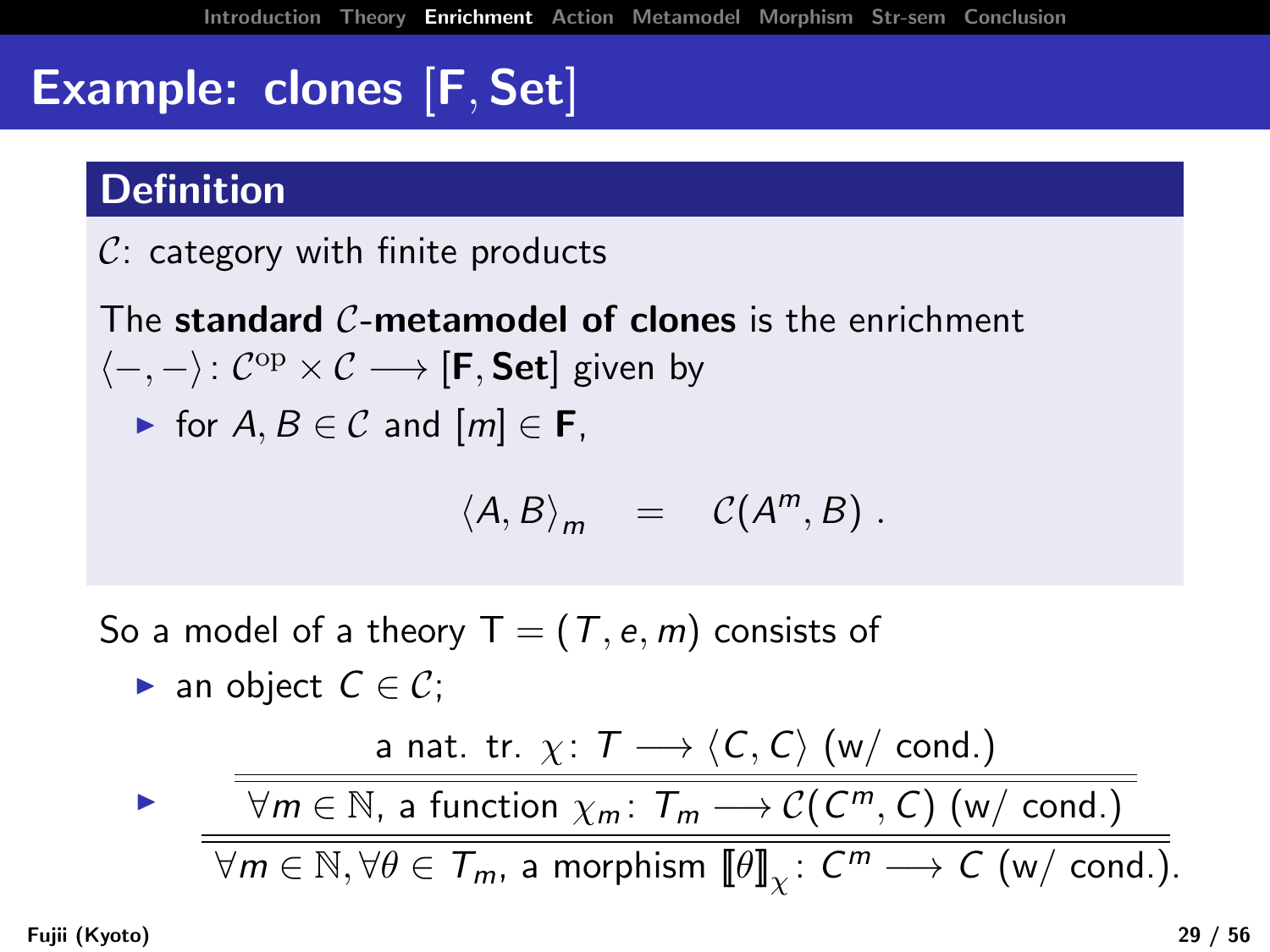# Example: clones $[\mathbf{F}, \mathbf{Set}]$

## Definition

$\mathcal{C}$: category with finite products

The **standard $\mathcal{C}$-metamodel of clones** is the enrichment $\langle -,- \rangle \colon \mathcal{C}^{\mathrm{op}} \times \mathcal{C} \longrightarrow [\mathbf{F}, \mathbf{Set}]$ given by

- for $A, B \in \mathcal{C}$ and $[m] \in \mathbf{F}$,

$$\langle A, B \rangle_m \quad = \quad \mathcal{C}(A^m, B) \; .$$

So a model of a theory $\mathsf{T} = (T, e, m)$ consists of

- an object $C \in \mathcal{C}$;
- $$\dfrac{\dfrac{\text{a nat. tr. } \chi \colon T \longrightarrow \langle C, C \rangle \text{ (w/ cond.)}}{\forall m \in \mathbb{N}, \text{ a function } \chi_m \colon T_m \longrightarrow \mathcal{C}(C^m, C) \text{ (w/ cond.)}}}{\forall m \in \mathbb{N}, \forall \theta \in T_m, \text{ a morphism } [\![\theta]\!]_\chi \colon C^m \longrightarrow C \text{ (w/ cond.).}}$$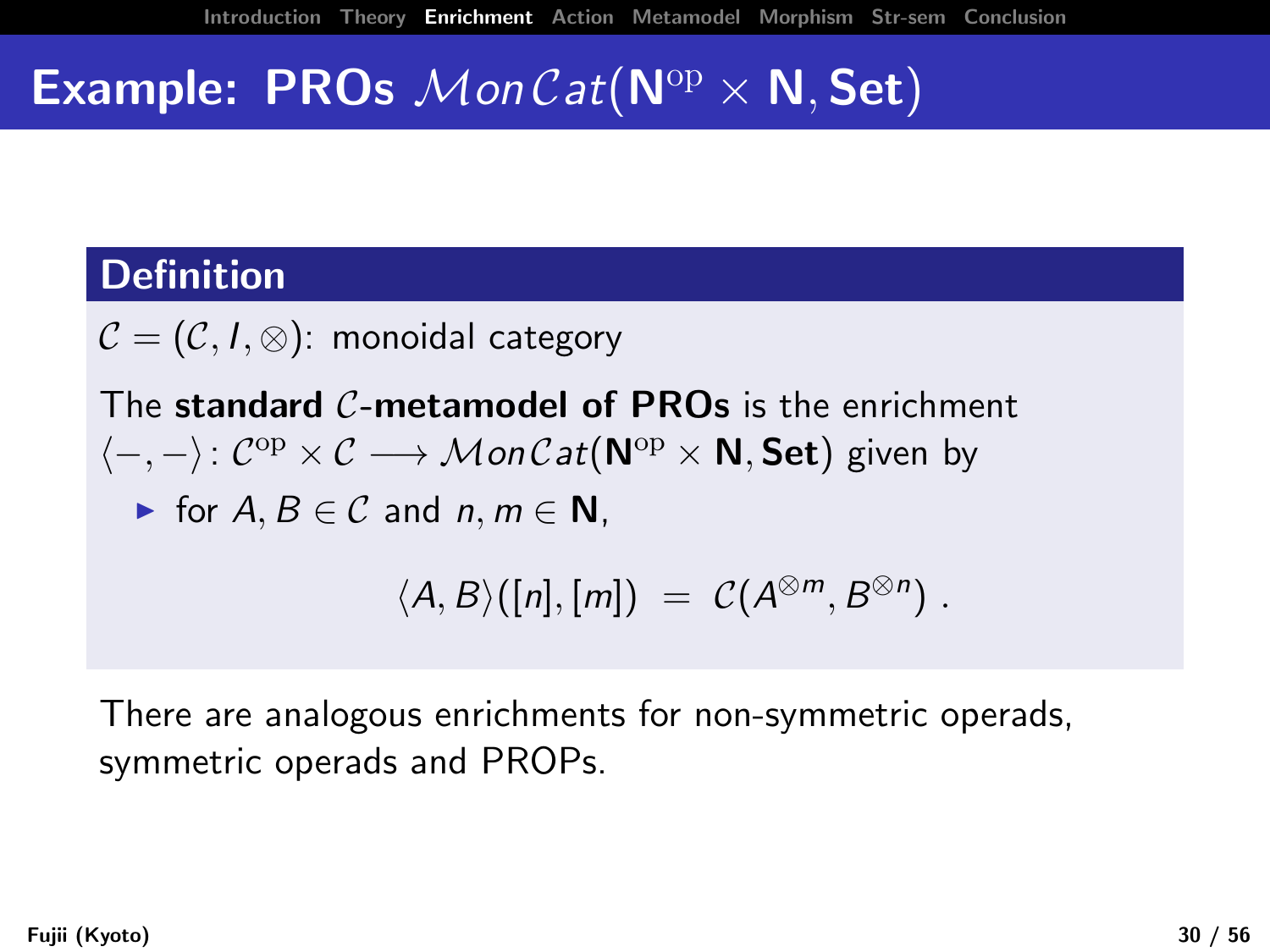# Example: PROs $\mathcal{M}on\mathcal{C}at(\mathbf{N}^{\mathrm{op}} \times \mathbf{N}, \mathbf{Set})$

## Definition

$\mathcal{C} = (\mathcal{C}, I, \otimes)$: monoidal category

The **standard $\mathcal{C}$-metamodel of PROs** is the enrichment $\langle -, - \rangle \colon \mathcal{C}^{\mathrm{op}} \times \mathcal{C} \longrightarrow \mathcal{M}on\mathcal{C}at(\mathbf{N}^{\mathrm{op}} \times \mathbf{N}, \mathbf{Set})$ given by

- for $A, B \in \mathcal{C}$ and $n, m \in \mathbf{N}$,

$$\langle A, B \rangle([n], [m]) \;=\; \mathcal{C}(A^{\otimes m}, B^{\otimes n}) \;.$$

There are analogous enrichments for non-symmetric operads, symmetric operads and PROPs.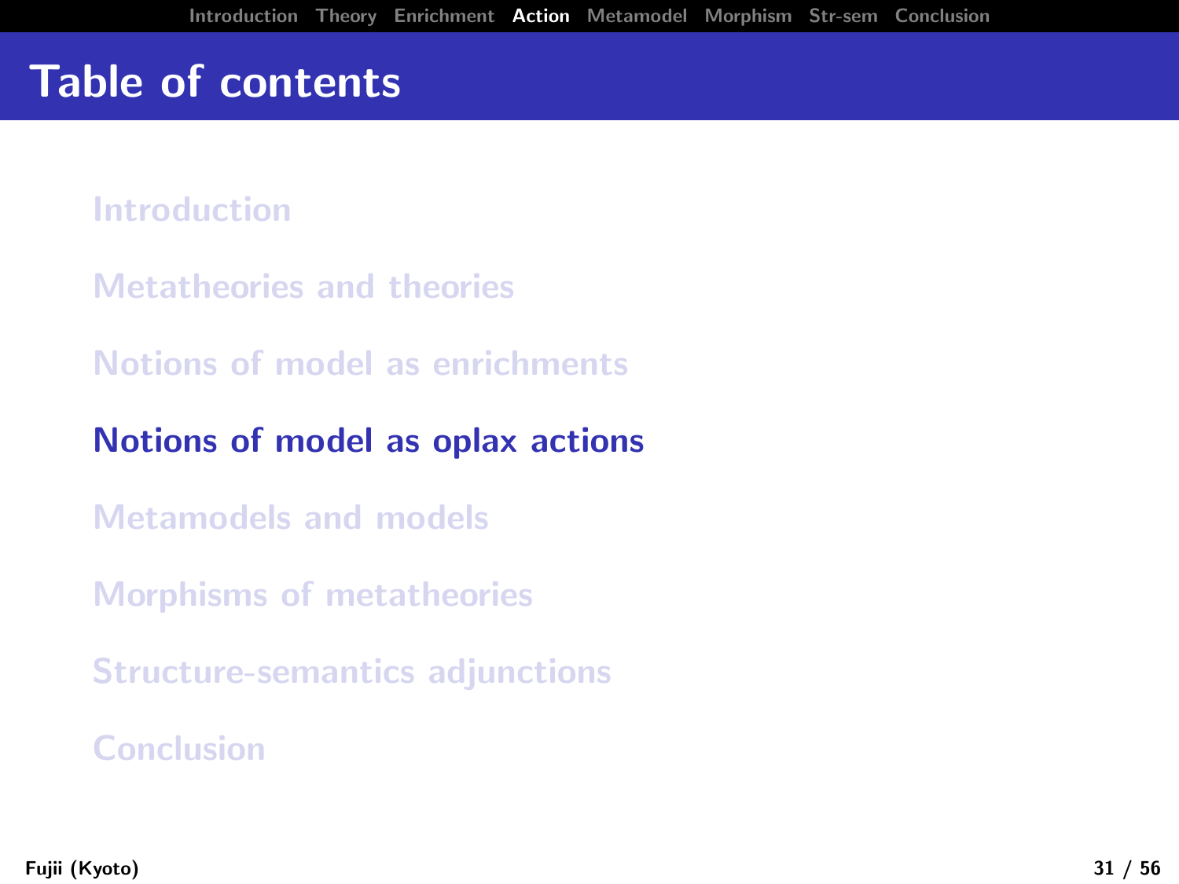# Table of contents

- Introduction
- Metatheories and theories
- Notions of model as enrichments
- **Notions of model as oplax actions**
- Metamodels and models
- Morphisms of metatheories
- Structure-semantics adjunctions
- Conclusion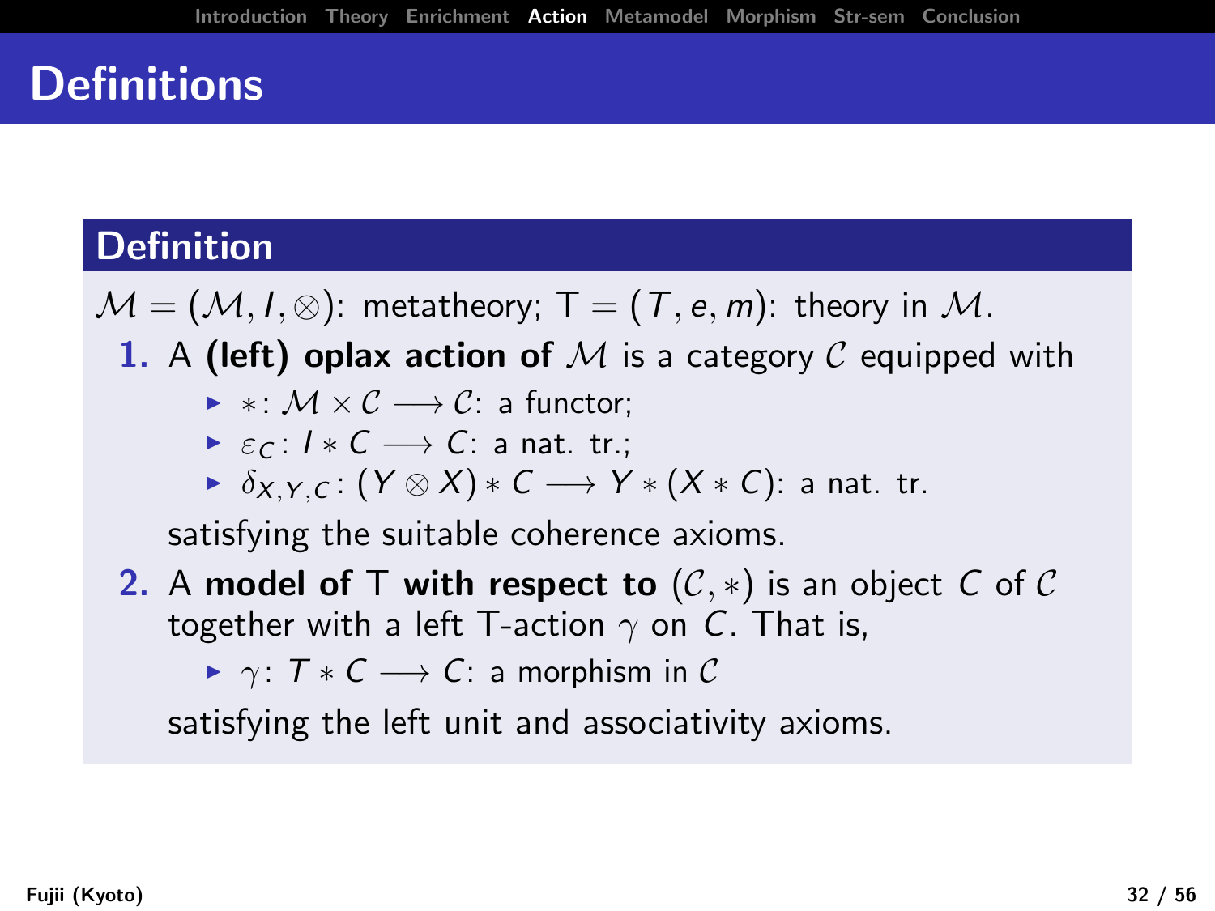# Definitions

## Definition

$\mathcal{M} = (\mathcal{M}, I, \otimes)$: metatheory; $\mathrm{T} = (T, e, m)$: theory in $\mathcal{M}$.

1. A **(left) oplax action of** $\mathcal{M}$ is a category $\mathcal{C}$ equipped with
   - $*\colon \mathcal{M} \times \mathcal{C} \longrightarrow \mathcal{C}$: a functor;
   - $\varepsilon_C\colon I * C \longrightarrow C$: a nat. tr.;
   - $\delta_{X,Y,C}\colon (Y \otimes X) * C \longrightarrow Y * (X * C)$: a nat. tr.

   satisfying the suitable coherence axioms.
2. A **model of** $\mathrm{T}$ **with respect to** $(\mathcal{C}, *)$ is an object $C$ of $\mathcal{C}$ together with a left $\mathrm{T}$-action $\gamma$ on $C$. That is,
   - $\gamma\colon T * C \longrightarrow C$: a morphism in $\mathcal{C}$

   satisfying the left unit and associativity axioms.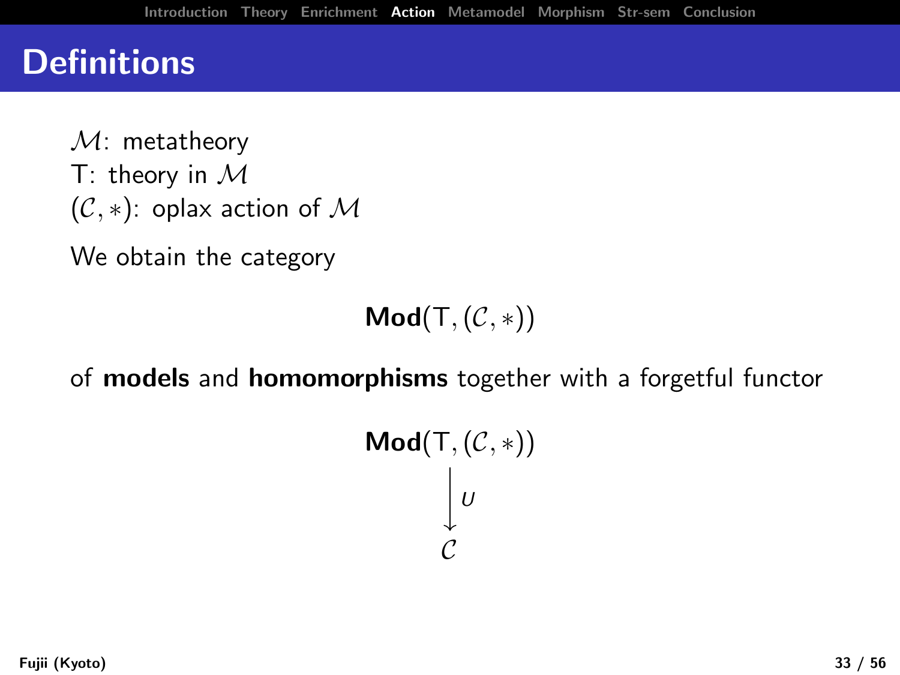# Definitions

$\mathcal{M}$: metatheory
T: theory in $\mathcal{M}$
$(\mathcal{C}, *)$: oplax action of $\mathcal{M}$

We obtain the category

$$\mathbf{Mod}(\mathsf{T}, (\mathcal{C}, *))$$

of **models** and **homomorphisms** together with a forgetful functor

$$\begin{array}{c} \mathbf{Mod}(\mathsf{T}, (\mathcal{C}, *)) \\ \Big\downarrow U \\ \mathcal{C} \end{array}$$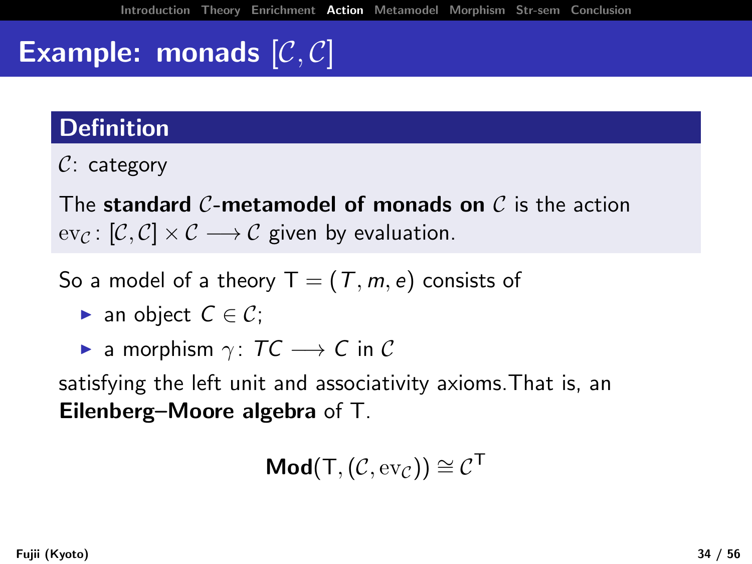# Example: monads $[\mathcal{C},\mathcal{C}]$

## Definition

$\mathcal{C}$: category

The **standard $\mathcal{C}$-metamodel of monads on $\mathcal{C}$** is the action $\mathrm{ev}_{\mathcal{C}} \colon [\mathcal{C},\mathcal{C}] \times \mathcal{C} \longrightarrow \mathcal{C}$ given by evaluation.

So a model of a theory $\mathsf{T} = (T, m, e)$ consists of

- an object $C \in \mathcal{C}$;
- a morphism $\gamma \colon TC \longrightarrow C$ in $\mathcal{C}$

satisfying the left unit and associativity axioms. That is, an **Eilenberg–Moore algebra** of $\mathsf{T}$.

$$\mathbf{Mod}(\mathsf{T}, (\mathcal{C}, \mathrm{ev}_{\mathcal{C}})) \cong \mathcal{C}^{\mathsf{T}}$$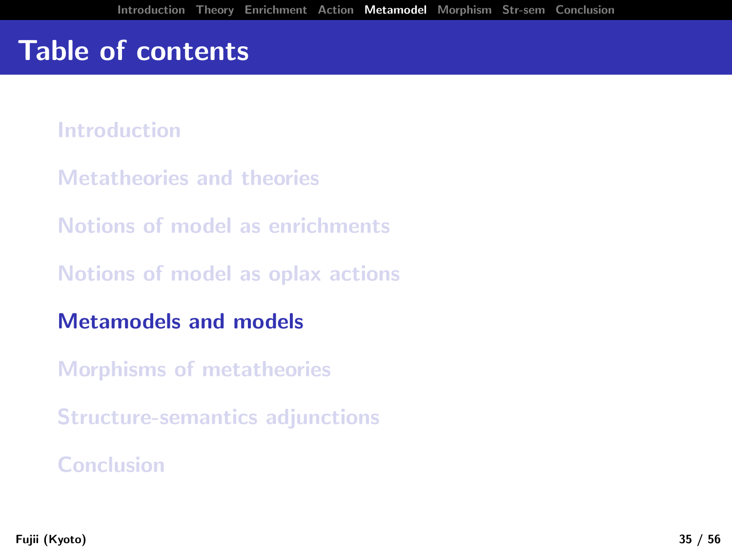# Table of contents

- Introduction
- Metatheories and theories
- Notions of model as enrichments
- Notions of model as oplax actions
- **Metamodels and models**
- Morphisms of metatheories
- Structure-semantics adjunctions
- Conclusion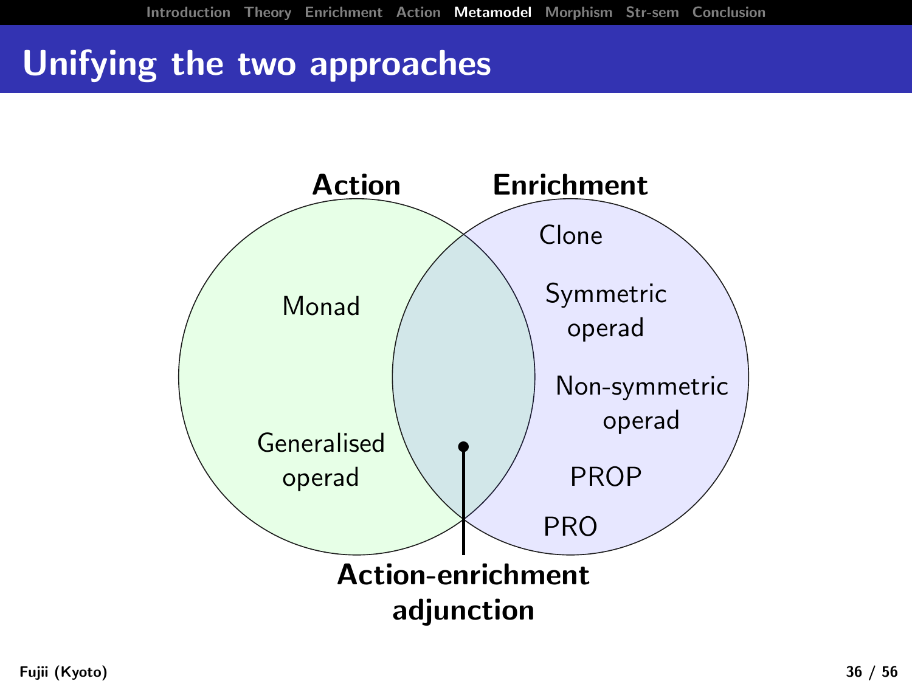# Unifying the two approaches

**Action**

- Monad
- Generalised operad

**Enrichment**

- Clone
- Symmetric operad
- Non-symmetric operad
- PROP
- PRO

**Action-enrichment adjunction**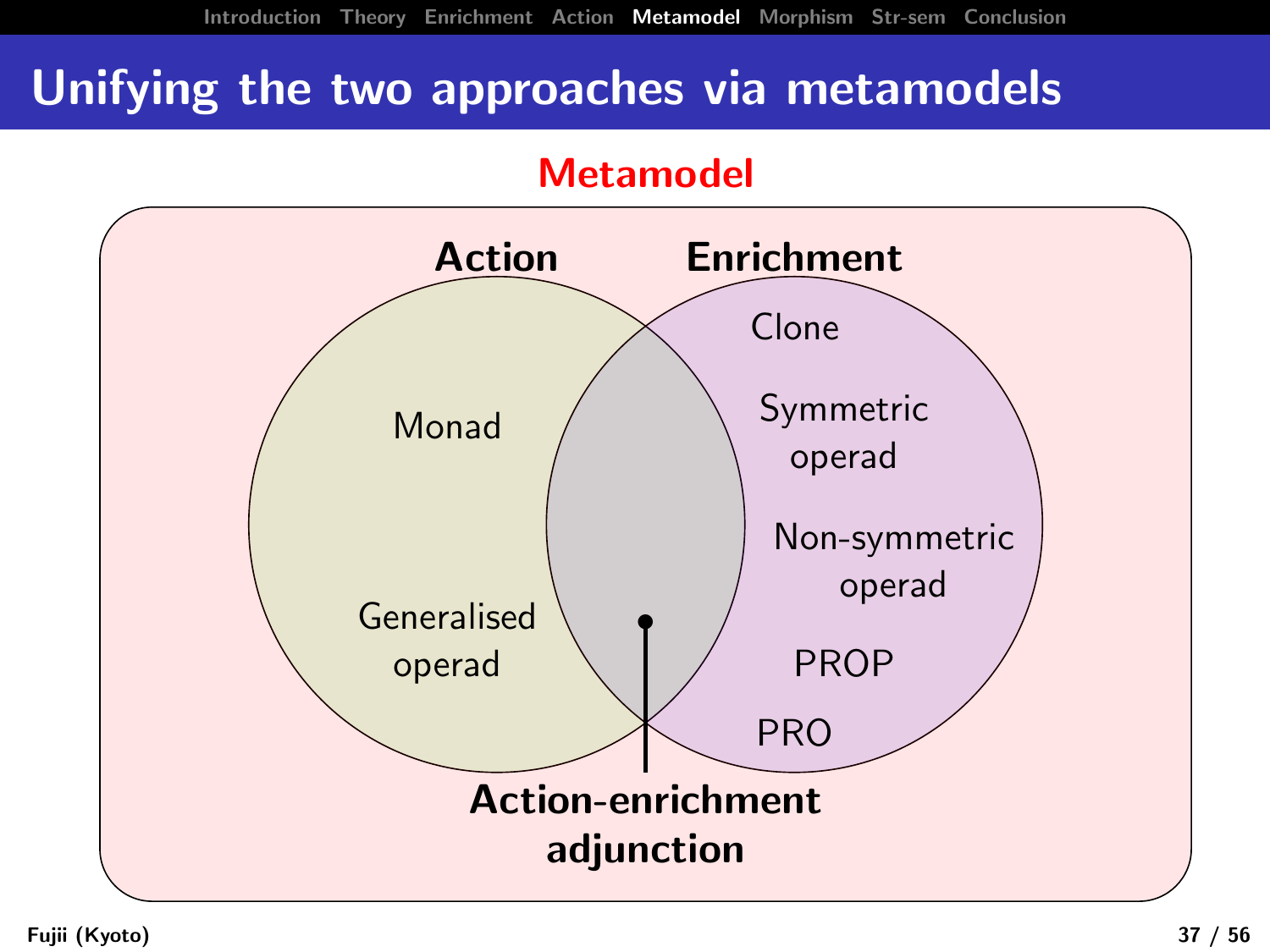# Unifying the two approaches via metamodels

**Metamodel**

**Action**

- Monad
- Generalised operad

**Enrichment**

- Clone
- Symmetric operad
- Non-symmetric operad
- PROP
- PRO

**Action-enrichment adjunction**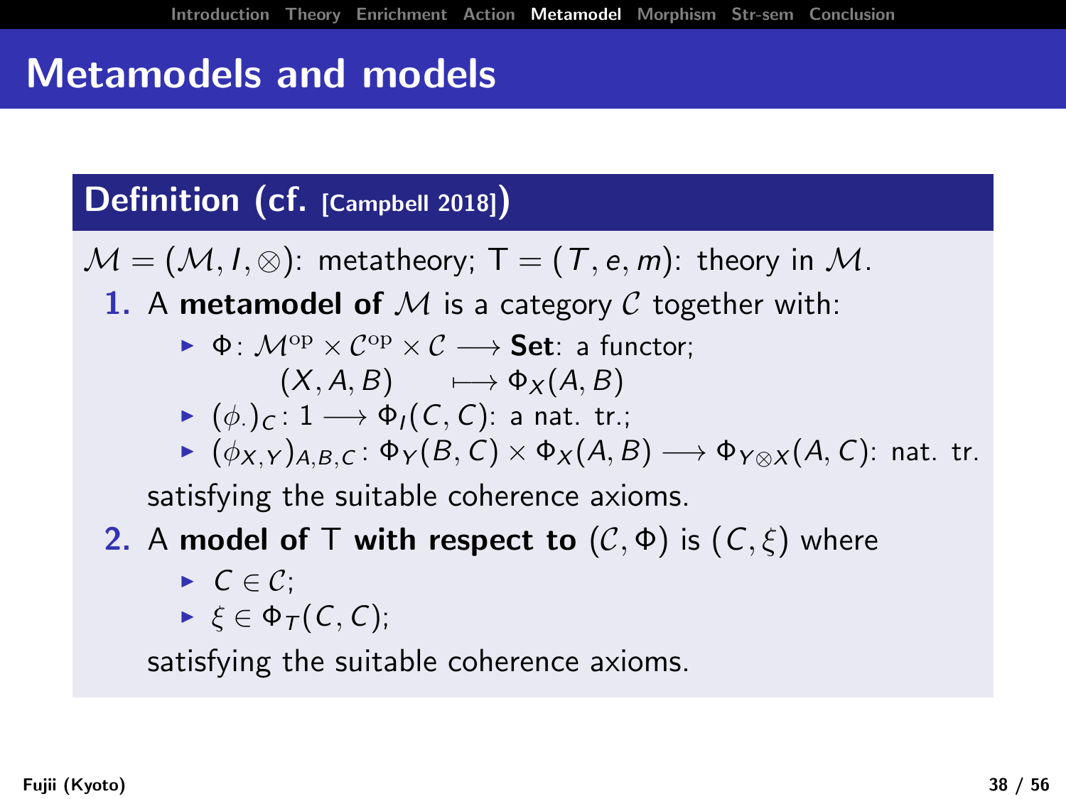# Metamodels and models

**Definition (cf. [Campbell 2018])**

$\mathcal{M} = (\mathcal{M}, I, \otimes)$: metatheory; $\mathsf{T} = (T, e, m)$: theory in $\mathcal{M}$.

1. A **metamodel of** $\mathcal{M}$ is a category $\mathcal{C}$ together with:
   - $\Phi \colon \mathcal{M}^{\mathrm{op}} \times \mathcal{C}^{\mathrm{op}} \times \mathcal{C} \longrightarrow \mathbf{Set}$: a functor;
     $(X, A, B) \longmapsto \Phi_X(A, B)$
   - $(\phi_\cdot)_C \colon 1 \longrightarrow \Phi_I(C, C)$: a nat. tr.;
   - $(\phi_{X,Y})_{A,B,C} \colon \Phi_Y(B, C) \times \Phi_X(A, B) \longrightarrow \Phi_{Y \otimes X}(A, C)$: nat. tr.

   satisfying the suitable coherence axioms.
2. A **model of** $\mathsf{T}$ **with respect to** $(\mathcal{C}, \Phi)$ is $(C, \xi)$ where
   - $C \in \mathcal{C}$;
   - $\xi \in \Phi_T(C, C)$;

   satisfying the suitable coherence axioms.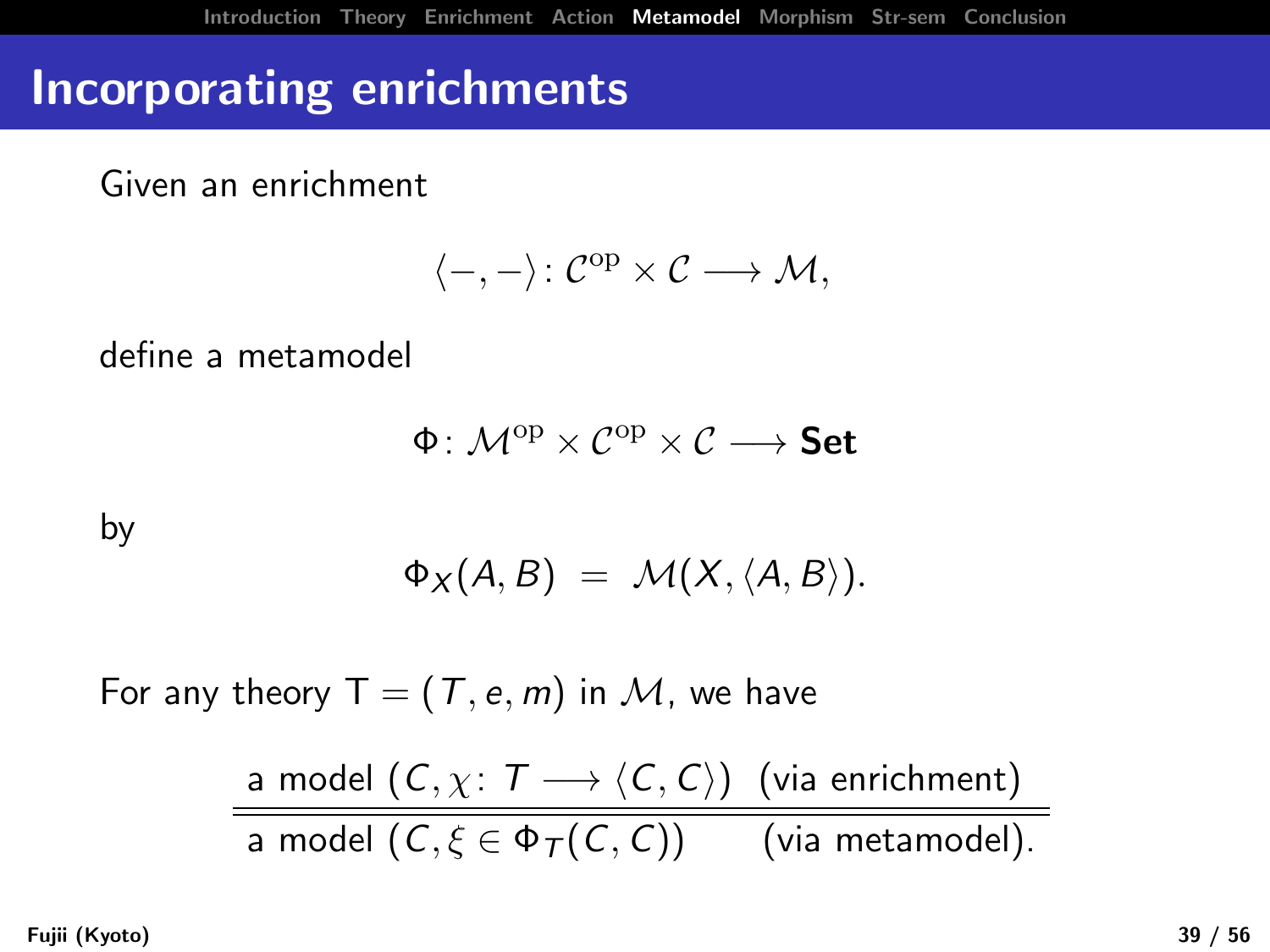# Incorporating enrichments

Given an enrichment

$$\langle -, - \rangle \colon \mathcal{C}^{\mathrm{op}} \times \mathcal{C} \longrightarrow \mathcal{M},$$

define a metamodel

$$\Phi \colon \mathcal{M}^{\mathrm{op}} \times \mathcal{C}^{\mathrm{op}} \times \mathcal{C} \longrightarrow \mathbf{Set}$$

by

$$\Phi_X(A, B) \;=\; \mathcal{M}(X, \langle A, B \rangle).$$

For any theory $\mathsf{T} = (T, e, m)$ in $\mathcal{M}$, we have

$$\frac{\text{a model } (C, \chi \colon T \longrightarrow \langle C, C \rangle) \quad \text{(via enrichment)}}{\text{a model } (C, \xi \in \Phi_T(C, C)) \qquad \text{(via metamodel).}}$$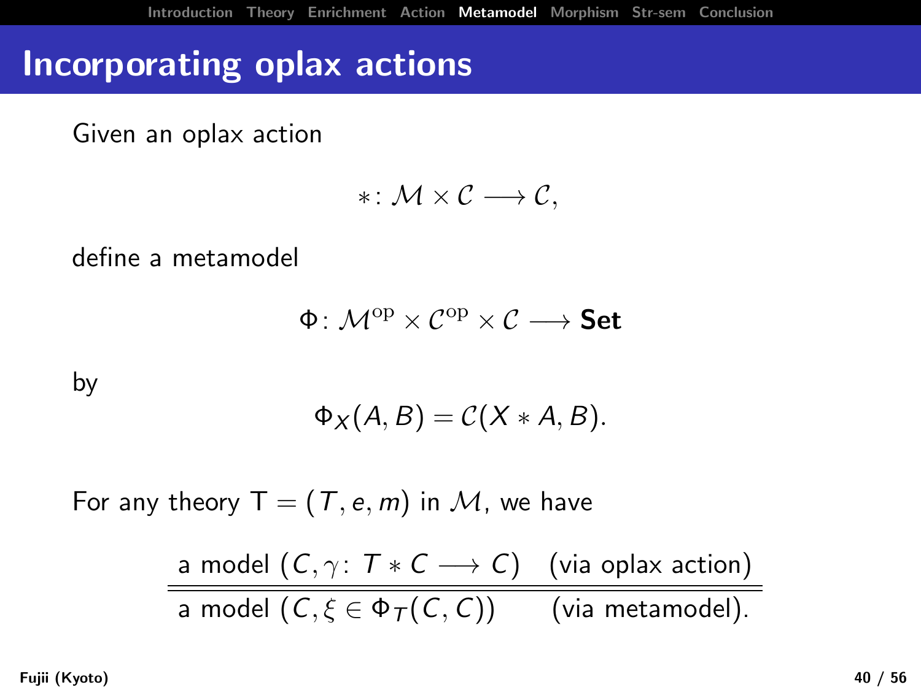# Incorporating oplax actions

Given an oplax action

$$* \colon \mathcal{M} \times \mathcal{C} \longrightarrow \mathcal{C},$$

define a metamodel

$$\Phi \colon \mathcal{M}^{\mathrm{op}} \times \mathcal{C}^{\mathrm{op}} \times \mathcal{C} \longrightarrow \mathbf{Set}$$

by

$$\Phi_X(A, B) = \mathcal{C}(X * A, B).$$

For any theory $\mathsf{T} = (T, e, m)$ in $\mathcal{M}$, we have

$$\frac{\text{a model } (C, \gamma \colon T * C \longrightarrow C) \quad \text{(via oplax action)}}{\text{a model } (C, \xi \in \Phi_T(C, C)) \qquad \text{(via metamodel).}}$$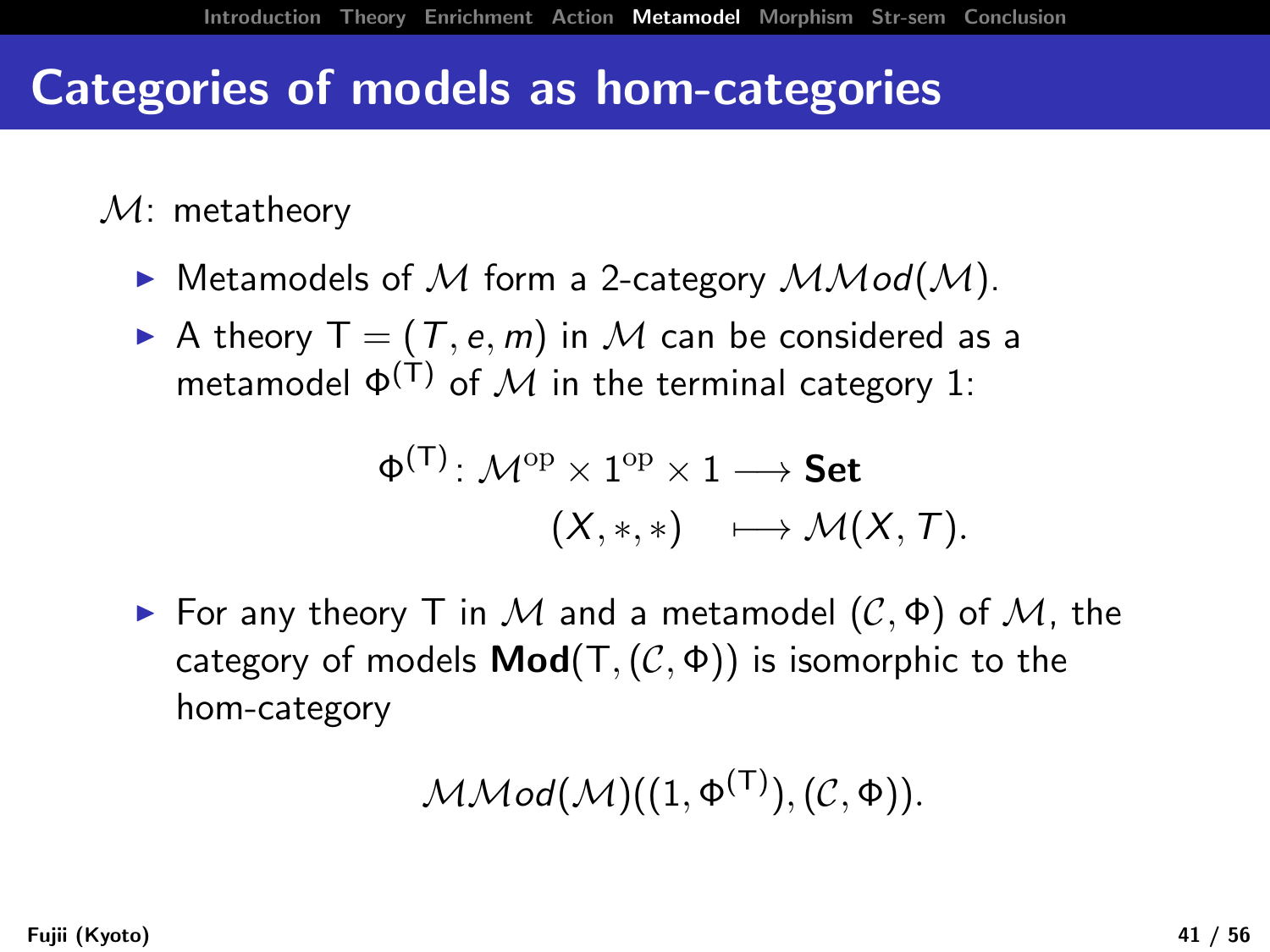# Categories of models as hom-categories

$\mathcal{M}$: metatheory

- Metamodels of $\mathcal{M}$ form a 2-category $\mathcal{MMod}(\mathcal{M})$.
- A theory $\mathsf{T} = (T, e, m)$ in $\mathcal{M}$ can be considered as a metamodel $\Phi^{(\mathsf{T})}$ of $\mathcal{M}$ in the terminal category 1:

$$
\begin{aligned}
\Phi^{(\mathsf{T})} \colon \mathcal{M}^{\mathrm{op}} \times 1^{\mathrm{op}} \times 1 &\longrightarrow \mathbf{Set} \\
(X, *, *) &\longmapsto \mathcal{M}(X, T).
\end{aligned}
$$

- For any theory $\mathsf{T}$ in $\mathcal{M}$ and a metamodel $(\mathcal{C}, \Phi)$ of $\mathcal{M}$, the category of models $\mathbf{Mod}(\mathsf{T}, (\mathcal{C}, \Phi))$ is isomorphic to the hom-category

$$
\mathcal{MMod}(\mathcal{M})((1, \Phi^{(\mathsf{T})}), (\mathcal{C}, \Phi)).
$$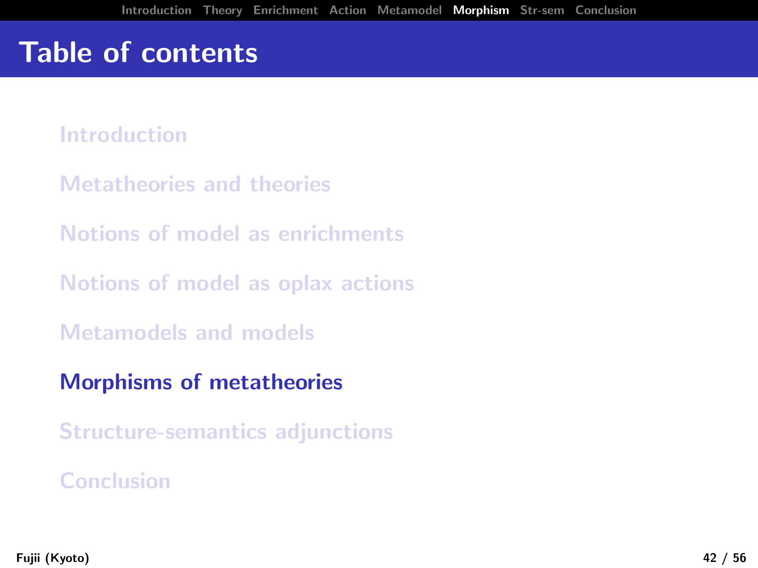# Table of contents

- Introduction
- Metatheories and theories
- Notions of model as enrichments
- Notions of model as oplax actions
- Metamodels and models
- **Morphisms of metatheories**
- Structure-semantics adjunctions
- Conclusion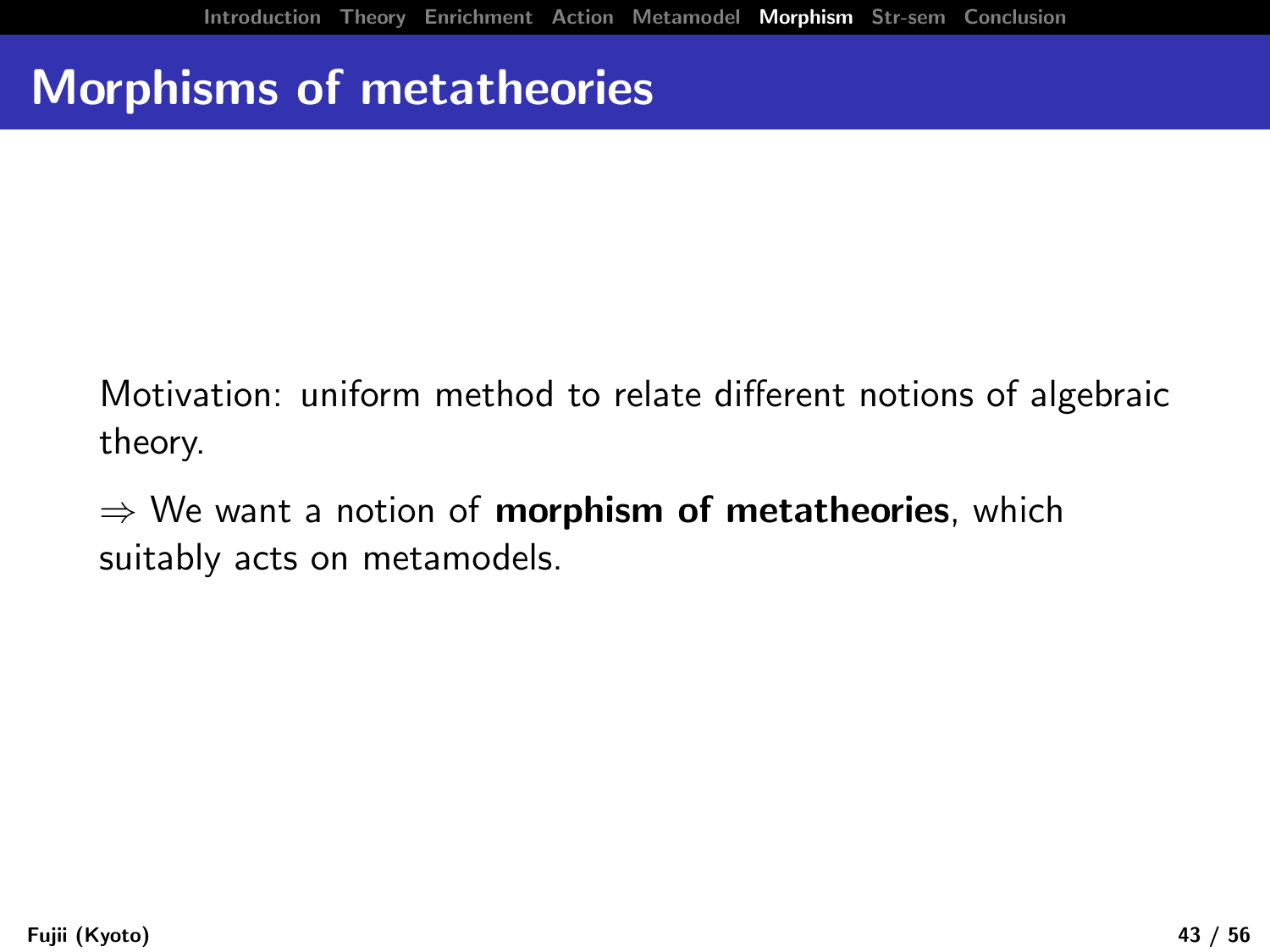# Morphisms of metatheories

Motivation: uniform method to relate different notions of algebraic theory.

$\Rightarrow$ We want a notion of **morphism of metatheories**, which suitably acts on metamodels.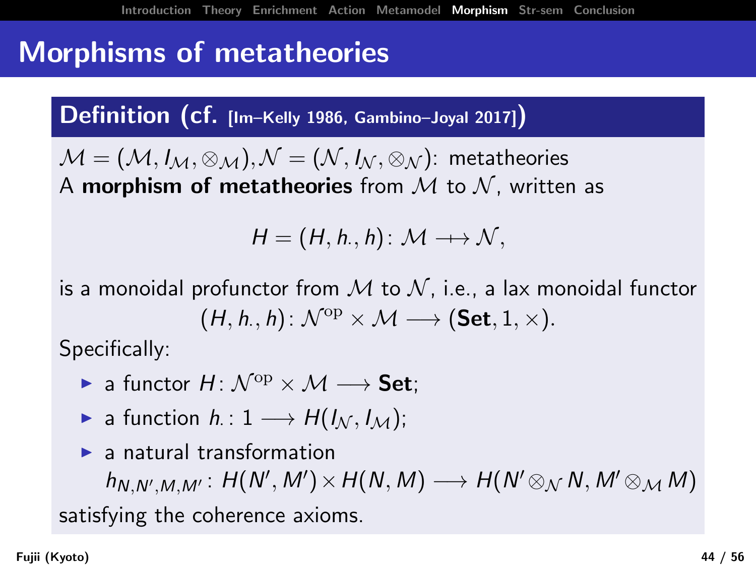# Morphisms of metatheories

**Definition (cf. [Im–Kelly 1986, Gambino–Joyal 2017])**

$\mathcal{M} = (\mathcal{M}, I_\mathcal{M}, \otimes_\mathcal{M}), \mathcal{N} = (\mathcal{N}, I_\mathcal{N}, \otimes_\mathcal{N})$: metatheories
A **morphism of metatheories** from $\mathcal{M}$ to $\mathcal{N}$, written as

$$H = (H, h_\cdot, h) \colon \mathcal{M} \longrightarrow\!\!\!\!\!\!\mapsto \mathcal{N},$$

is a monoidal profunctor from $\mathcal{M}$ to $\mathcal{N}$, i.e., a lax monoidal functor

$$(H, h_\cdot, h) \colon \mathcal{N}^{\mathrm{op}} \times \mathcal{M} \longrightarrow (\mathbf{Set}, 1, \times).$$

Specifically:

- a functor $H \colon \mathcal{N}^{\mathrm{op}} \times \mathcal{M} \longrightarrow \mathbf{Set}$;
- a function $h_\cdot \colon 1 \longrightarrow H(I_\mathcal{N}, I_\mathcal{M})$;
- a natural transformation $h_{N,N',M,M'} \colon H(N', M') \times H(N, M) \longrightarrow H(N' \otimes_\mathcal{N} N, M' \otimes_\mathcal{M} M)$

satisfying the coherence axioms.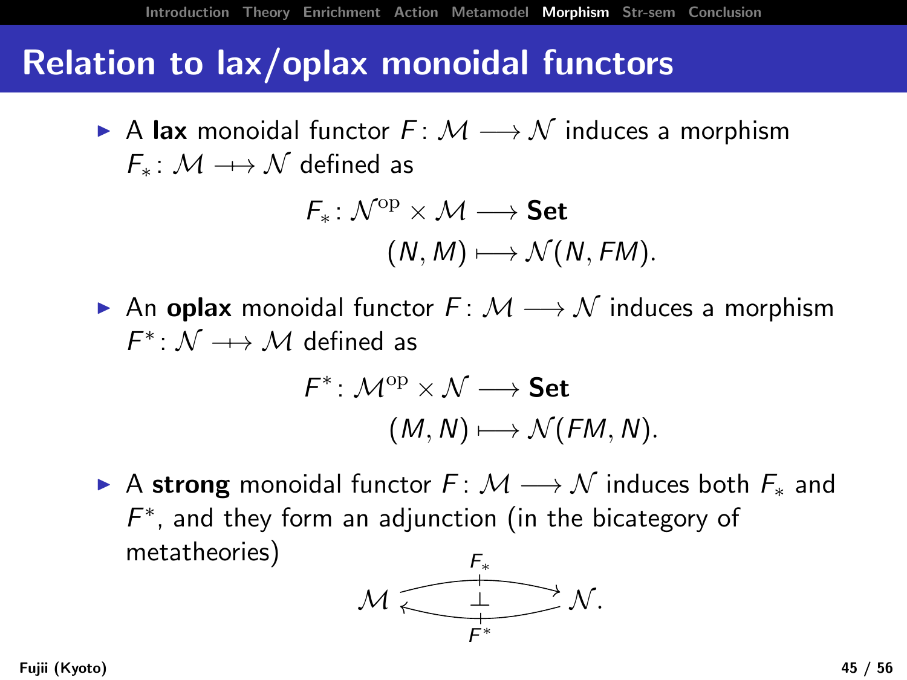## Relation to lax/oplax monoidal functors

- A **lax** monoidal functor $F \colon \mathcal{M} \longrightarrow \mathcal{N}$ induces a morphism $F_* \colon \mathcal{M} \longrightarrow\!\!\!\!\!\!+\;\, \mathcal{N}$ defined as

$$
\begin{aligned}
F_* \colon \mathcal{N}^{\mathrm{op}} \times \mathcal{M} &\longrightarrow \mathbf{Set} \\
(N, M) &\longmapsto \mathcal{N}(N, FM).
\end{aligned}
$$

- An **oplax** monoidal functor $F \colon \mathcal{M} \longrightarrow \mathcal{N}$ induces a morphism $F^* \colon \mathcal{N} \longrightarrow\!\!\!\!\!\!+\;\, \mathcal{M}$ defined as

$$
\begin{aligned}
F^* \colon \mathcal{M}^{\mathrm{op}} \times \mathcal{N} &\longrightarrow \mathbf{Set} \\
(M, N) &\longmapsto \mathcal{N}(FM, N).
\end{aligned}
$$

- A **strong** monoidal functor $F \colon \mathcal{M} \longrightarrow \mathcal{N}$ induces both $F_*$ and $F^*$, and they form an adjunction (in the bicategory of metatheories)

$$
\mathcal{M} \underset{F^*}{\overset{F_*}{\rightleftarrows}} \mathcal{N}, \qquad F_* \dashv F^*.
$$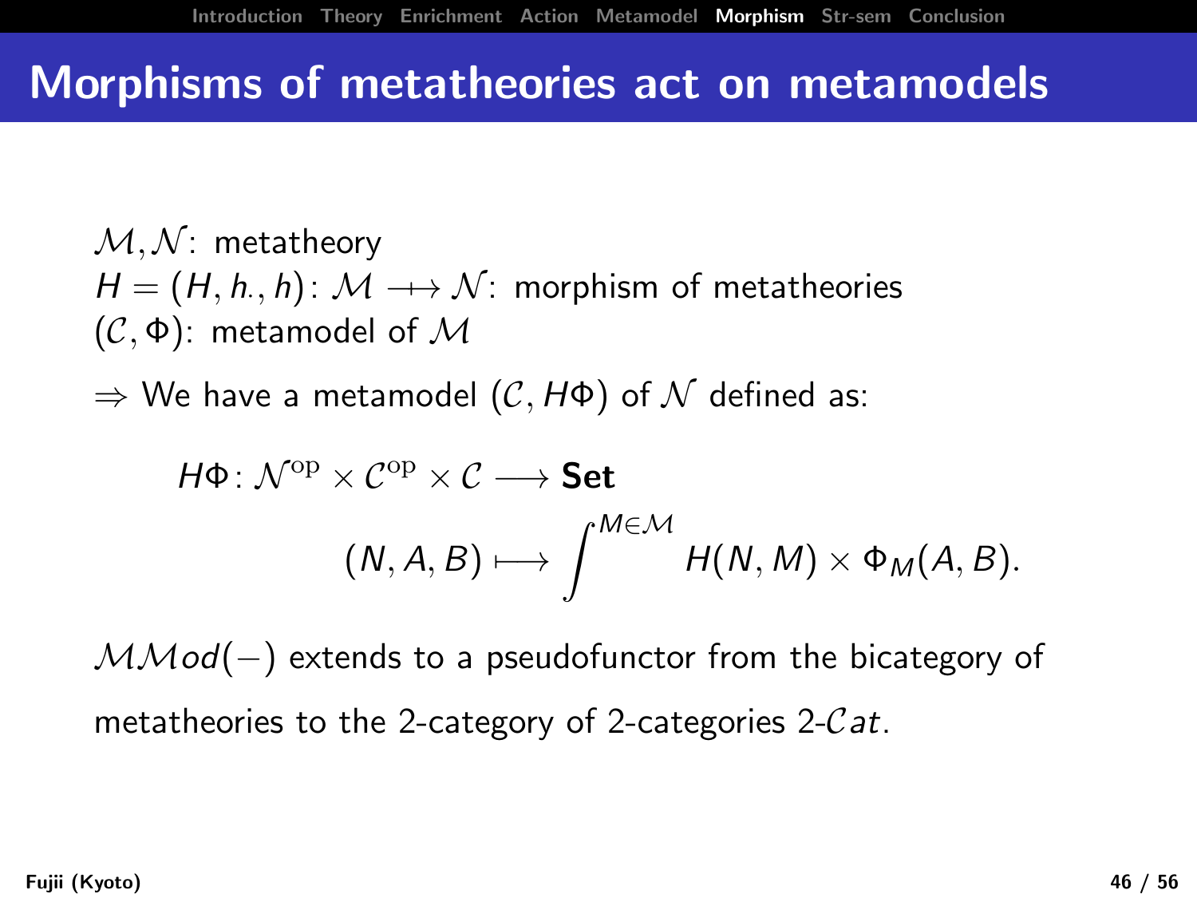# Morphisms of metatheories act on metamodels

$\mathcal{M}, \mathcal{N}$: metatheory
$H = (H, h_{\cdot}, h)\colon \mathcal{M} \to\!\!\!\!\!\to \mathcal{N}$: morphism of metatheories
$(\mathcal{C}, \Phi)$: metamodel of $\mathcal{M}$

$\Rightarrow$ We have a metamodel $(\mathcal{C}, H\Phi)$ of $\mathcal{N}$ defined as:

$$
\begin{aligned}
H\Phi\colon \mathcal{N}^{\mathrm{op}} \times \mathcal{C}^{\mathrm{op}} \times \mathcal{C} &\longrightarrow \mathbf{Set} \\
(N, A, B) &\longmapsto \int^{M \in \mathcal{M}} H(N, M) \times \Phi_M(A, B).
\end{aligned}
$$

$\mathcal{MM}od(-)$ extends to a pseudofunctor from the bicategory of metatheories to the 2-category of 2-categories 2-$\mathcal{C}at$.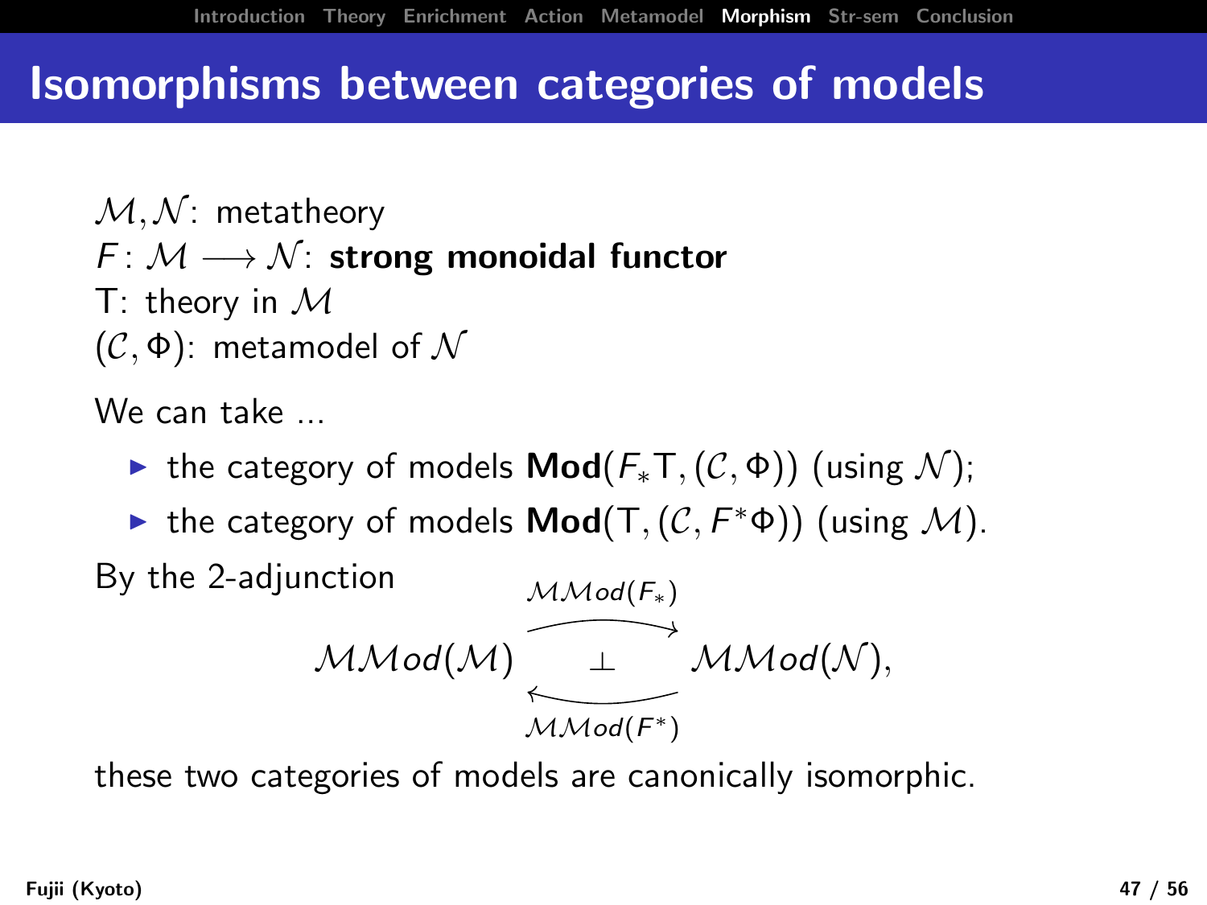# Isomorphisms between categories of models

$\mathcal{M}, \mathcal{N}$: metatheory
$F\colon \mathcal{M} \longrightarrow \mathcal{N}$: **strong monoidal functor**
T: theory in $\mathcal{M}$
$(\mathcal{C}, \Phi)$: metamodel of $\mathcal{N}$

We can take ...

- the category of models $\mathbf{Mod}(F_* \mathrm{T}, (\mathcal{C}, \Phi))$ (using $\mathcal{N}$);
- the category of models $\mathbf{Mod}(\mathrm{T}, (\mathcal{C}, F^* \Phi))$ (using $\mathcal{M}$).

By the 2-adjunction

$$\mathcal{MM}od(\mathcal{M}) \underset{\mathcal{MM}od(F^*)}{\overset{\mathcal{MM}od(F_*)}{\rightleftarrows}} \mathcal{MM}od(\mathcal{N}), \quad (\mathcal{MM}od(F_*) \dashv \mathcal{MM}od(F^*))$$

these two categories of models are canonically isomorphic.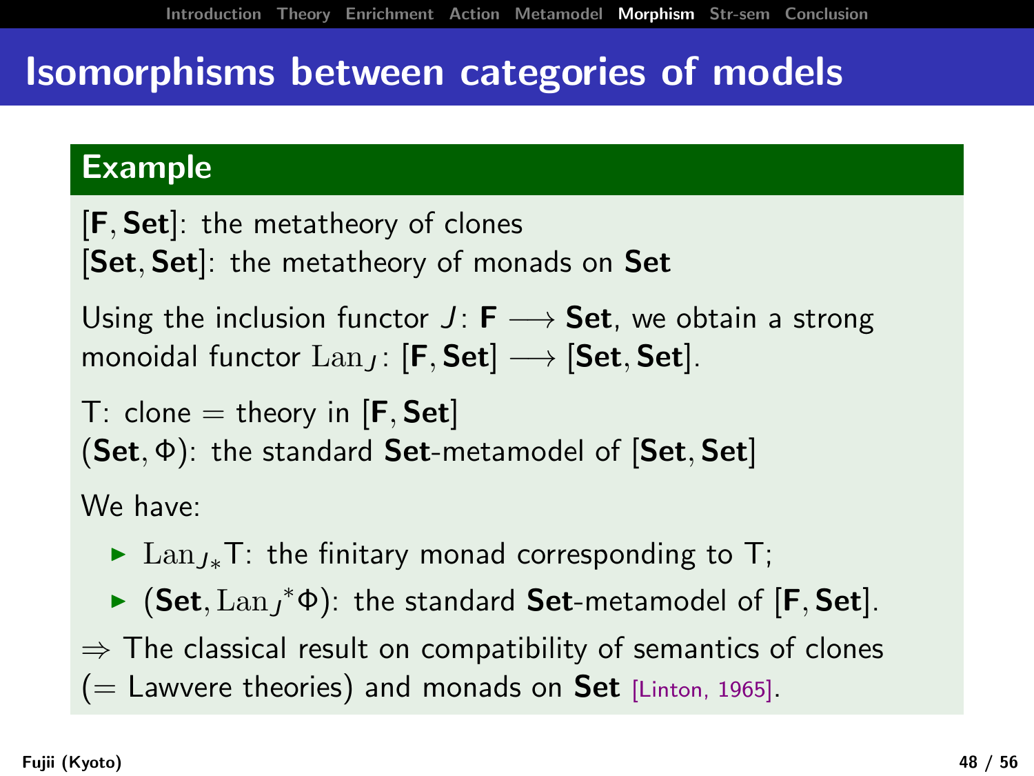# Isomorphisms between categories of models

## Example

$[\mathbf{F}, \mathbf{Set}]$: the metatheory of clones
$[\mathbf{Set}, \mathbf{Set}]$: the metatheory of monads on **Set**

Using the inclusion functor $J \colon \mathbf{F} \longrightarrow \mathbf{Set}$, we obtain a strong monoidal functor $\mathrm{Lan}_J \colon [\mathbf{F}, \mathbf{Set}] \longrightarrow [\mathbf{Set}, \mathbf{Set}]$.

$\mathsf{T}$: clone = theory in $[\mathbf{F}, \mathbf{Set}]$
$(\mathbf{Set}, \Phi)$: the standard **Set**-metamodel of $[\mathbf{Set}, \mathbf{Set}]$

We have:

- $\mathrm{Lan}_{J*}\mathsf{T}$: the finitary monad corresponding to $\mathsf{T}$;
- $(\mathbf{Set}, \mathrm{Lan}_J{}^*\Phi)$: the standard **Set**-metamodel of $[\mathbf{F}, \mathbf{Set}]$.

$\Rightarrow$ The classical result on compatibility of semantics of clones (= Lawvere theories) and monads on **Set** [Linton, 1965].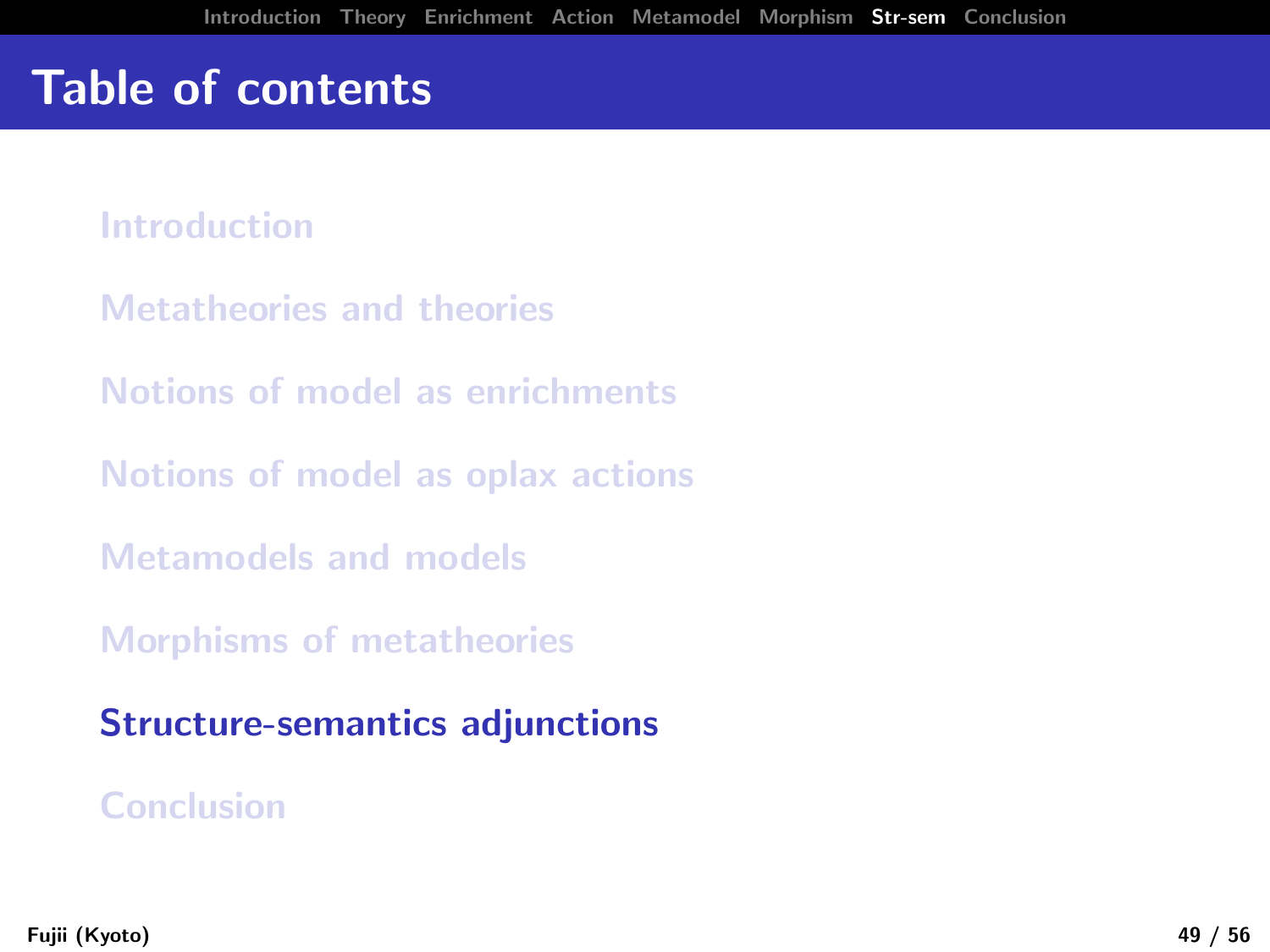# Table of contents

- Introduction
- Metatheories and theories
- Notions of model as enrichments
- Notions of model as oplax actions
- Metamodels and models
- Morphisms of metatheories
- **Structure-semantics adjunctions**
- Conclusion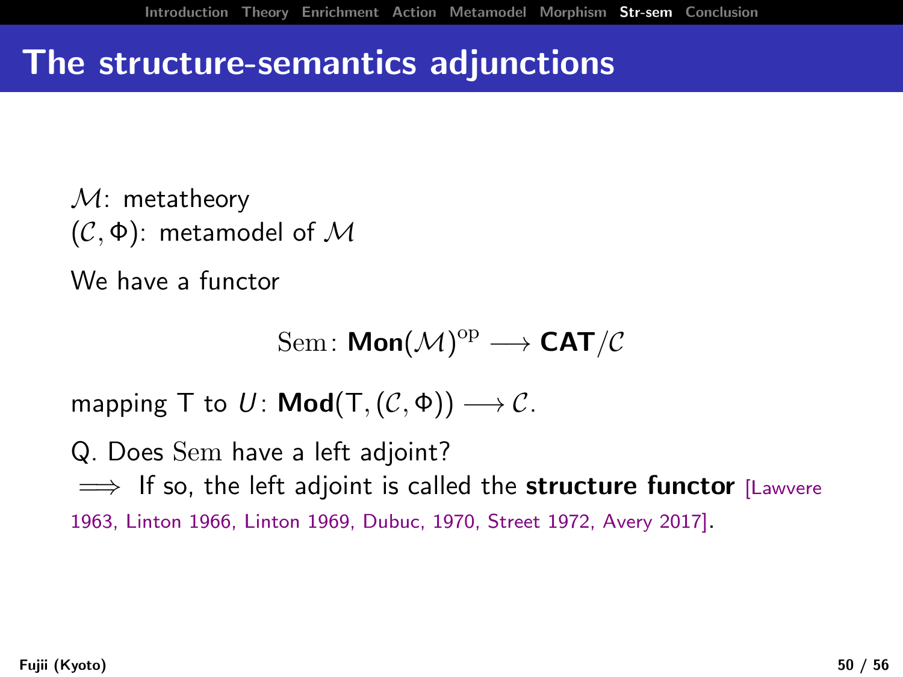# The structure-semantics adjunctions

$\mathcal{M}$: metatheory
$(\mathcal{C}, \Phi)$: metamodel of $\mathcal{M}$

We have a functor

$$\mathrm{Sem}\colon \mathbf{Mon}(\mathcal{M})^{\mathrm{op}} \longrightarrow \mathbf{CAT}/\mathcal{C}$$

mapping $\mathsf{T}$ to $U\colon \mathbf{Mod}(\mathsf{T}, (\mathcal{C}, \Phi)) \longrightarrow \mathcal{C}$.

Q. Does $\mathrm{Sem}$ have a left adjoint?
$\Longrightarrow$ If so, the left adjoint is called the **structure functor** [Lawvere 1963, Linton 1966, Linton 1969, Dubuc, 1970, Street 1972, Avery 2017].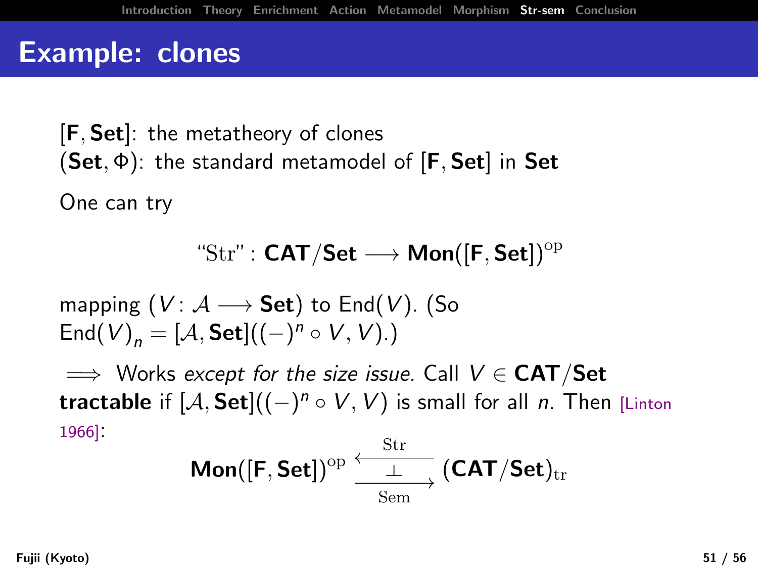# Example: clones

$[\mathbf{F}, \mathbf{Set}]$: the metatheory of clones
$(\mathbf{Set}, \Phi)$: the standard metamodel of $[\mathbf{F}, \mathbf{Set}]$ in $\mathbf{Set}$

One can try

$$\text{“Str”} : \mathbf{CAT}/\mathbf{Set} \longrightarrow \mathbf{Mon}([\mathbf{F}, \mathbf{Set}])^{\mathrm{op}}$$

mapping $(V \colon \mathcal{A} \longrightarrow \mathbf{Set})$ to $\mathrm{End}(V)$. (So $\mathrm{End}(V)_n = [\mathcal{A}, \mathbf{Set}]((-)^n \circ V, V)$.)

$\Longrightarrow$ Works *except for the size issue.* Call $V \in \mathbf{CAT}/\mathbf{Set}$ **tractable** if $[\mathcal{A}, \mathbf{Set}]((-)^n \circ V, V)$ is small for all $n$. Then [Linton 1966]:

$$\mathbf{Mon}([\mathbf{F}, \mathbf{Set}])^{\mathrm{op}} \underset{\mathrm{Sem}}{\overset{\mathrm{Str}}{\underset{\longrightarrow}{\overset{\longleftarrow}{\bot}}}} (\mathbf{CAT}/\mathbf{Set})_{\mathrm{tr}}$$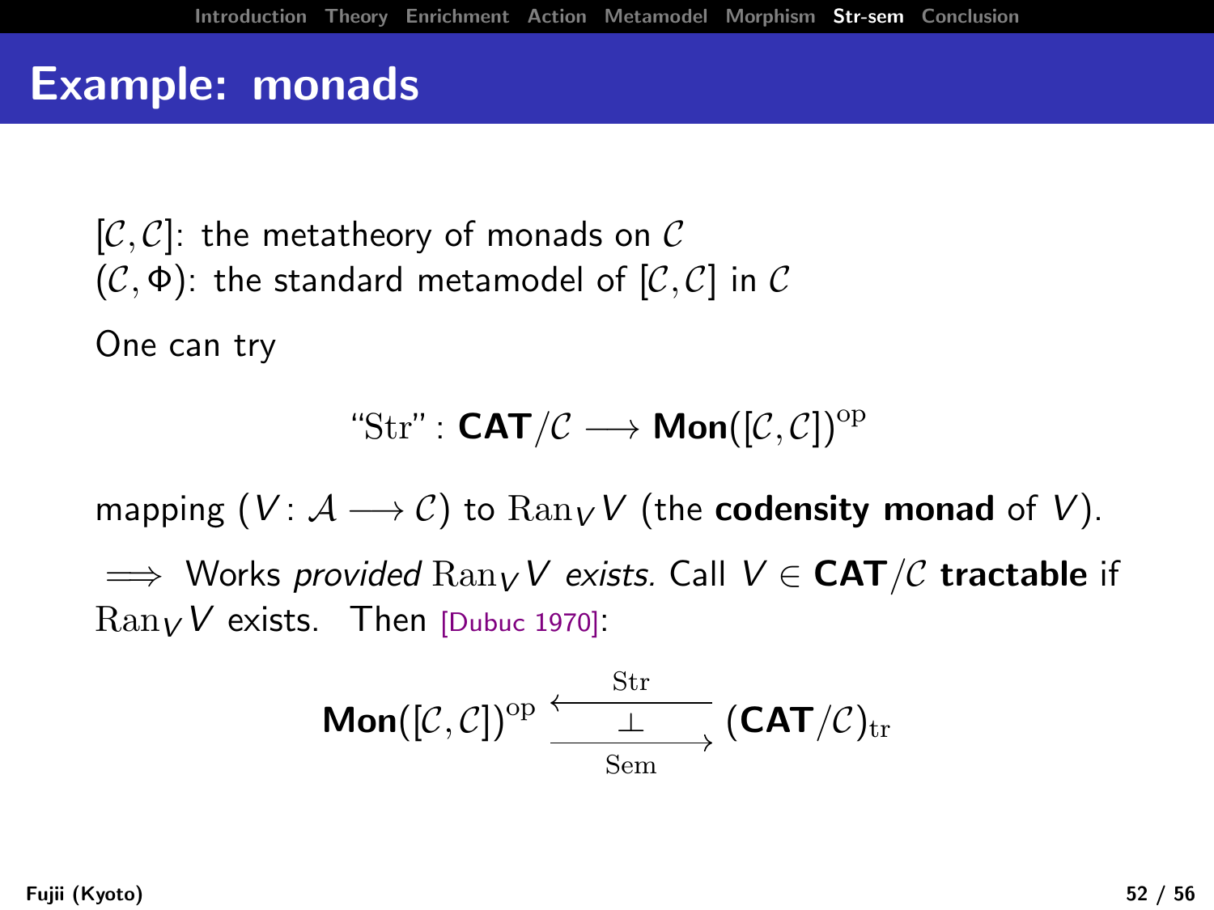# Example: monads

$[\mathcal{C},\mathcal{C}]$: the metatheory of monads on $\mathcal{C}$
$(\mathcal{C},\Phi)$: the standard metamodel of $[\mathcal{C},\mathcal{C}]$ in $\mathcal{C}$

One can try

$$\text{“Str”} : \mathbf{CAT}/\mathcal{C} \longrightarrow \mathbf{Mon}([\mathcal{C},\mathcal{C}])^{\mathrm{op}}$$

mapping $(V\colon \mathcal{A} \longrightarrow \mathcal{C})$ to $\mathrm{Ran}_V V$ (the **codensity monad** of $V$).

$\Longrightarrow$ Works *provided* $\mathrm{Ran}_V V$ *exists.* Call $V \in \mathbf{CAT}/\mathcal{C}$ **tractable** if $\mathrm{Ran}_V V$ exists. Then [Dubuc 1970]:

$$\mathbf{Mon}([\mathcal{C},\mathcal{C}])^{\mathrm{op}} \underset{\mathrm{Sem}}{\overset{\mathrm{Str}}{\underset{\longrightarrow}{\overset{\longleftarrow}{\perp}}}} (\mathbf{CAT}/\mathcal{C})_{\mathrm{tr}}$$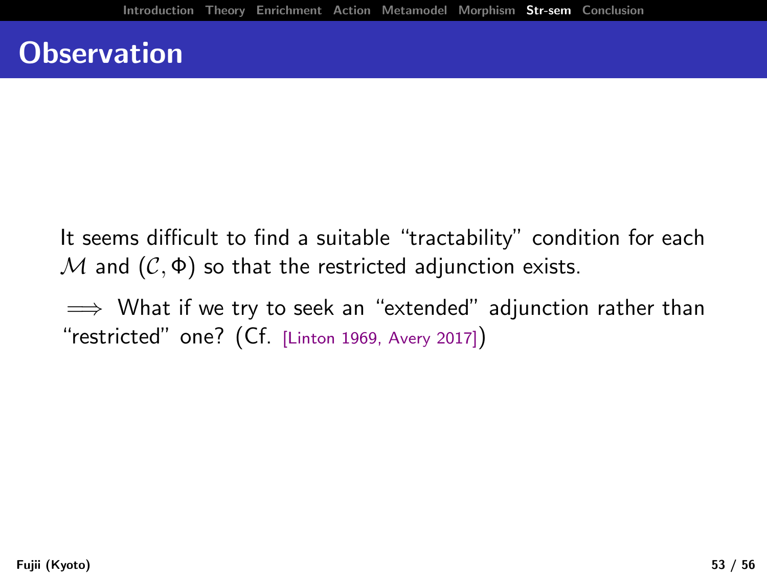# Observation

It seems difficult to find a suitable "tractability" condition for each $\mathcal{M}$ and $(\mathcal{C}, \Phi)$ so that the restricted adjunction exists.

$\Longrightarrow$ What if we try to seek an "extended" adjunction rather than "restricted" one? (Cf. [Linton 1969, Avery 2017])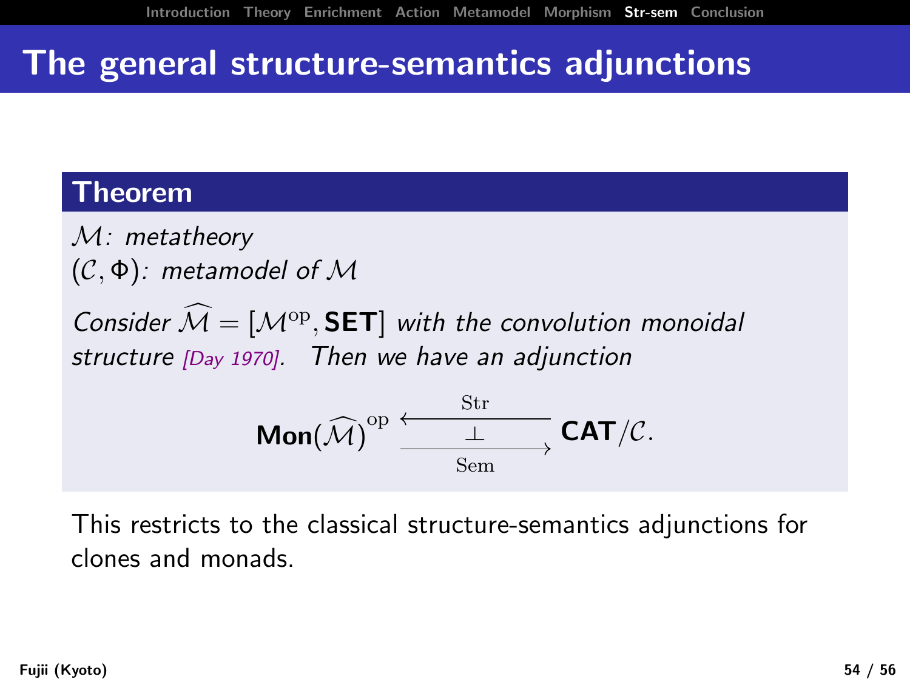# The general structure-semantics adjunctions

**Theorem**

*$\mathcal{M}$: metatheory*
*$(\mathcal{C}, \Phi)$: metamodel of $\mathcal{M}$*

*Consider $\widehat{\mathcal{M}} = [\mathcal{M}^{\mathrm{op}}, \mathbf{SET}]$ with the convolution monoidal structure [Day 1970]. Then we have an adjunction*

$$\mathbf{Mon}(\widehat{\mathcal{M}})^{\mathrm{op}} \underset{\mathrm{Sem}}{\overset{\mathrm{Str}}{\underset{\longrightarrow}{\overset{\longleftarrow}{\bot}}}} \mathbf{CAT}/\mathcal{C}.$$

This restricts to the classical structure-semantics adjunctions for clones and monads.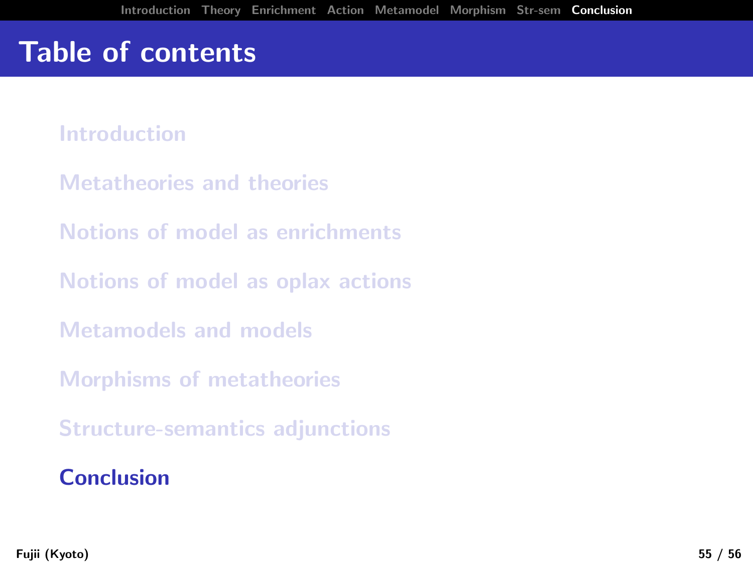# Table of contents

- Introduction
- Metatheories and theories
- Notions of model as enrichments
- Notions of model as oplax actions
- Metamodels and models
- Morphisms of metatheories
- Structure-semantics adjunctions
- **Conclusion**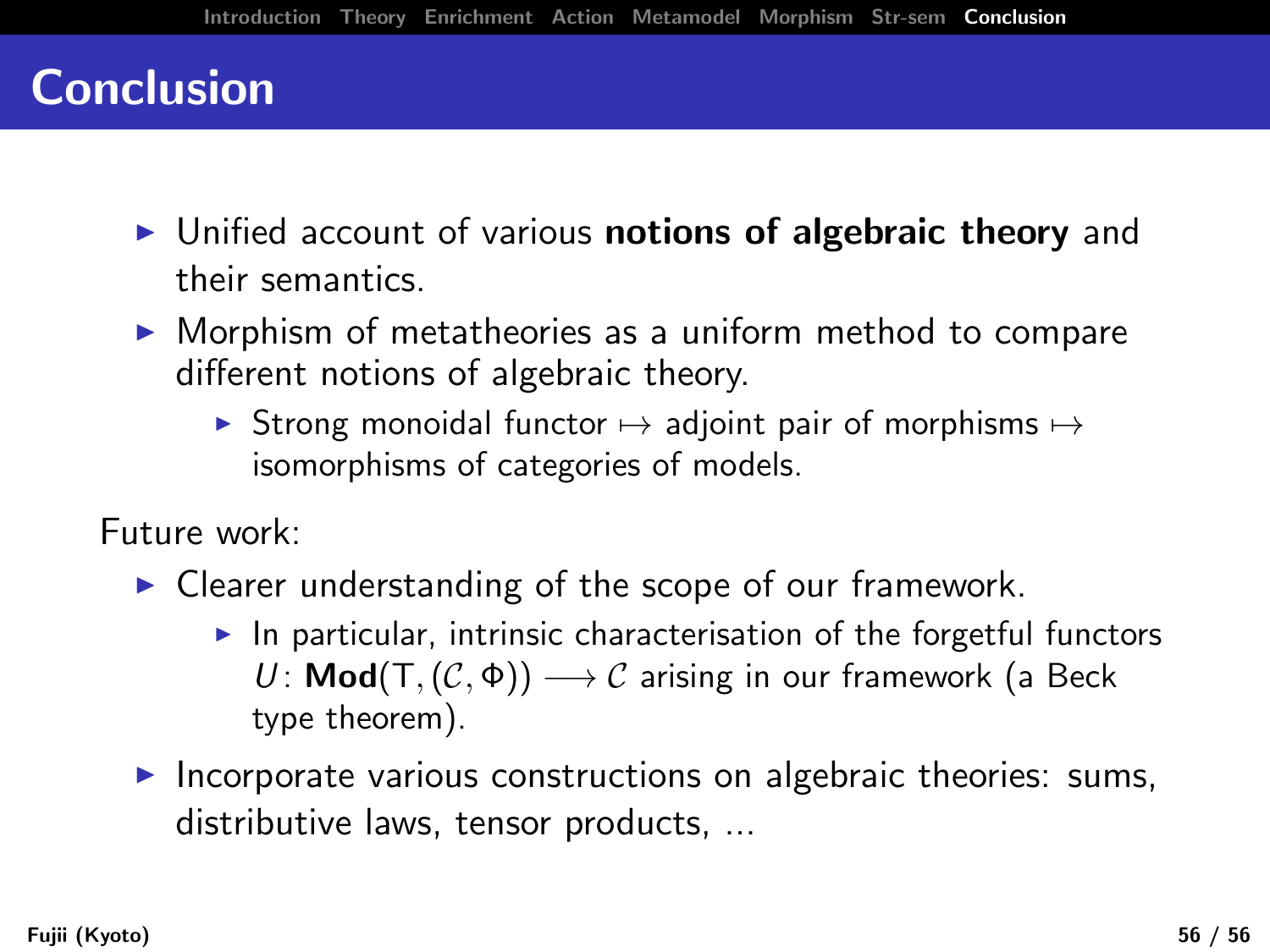# Conclusion

- Unified account of various **notions of algebraic theory** and their semantics.
- Morphism of metatheories as a uniform method to compare different notions of algebraic theory.
  - Strong monoidal functor $\mapsto$ adjoint pair of morphisms $\mapsto$ isomorphisms of categories of models.

Future work:

- Clearer understanding of the scope of our framework.
  - In particular, intrinsic characterisation of the forgetful functors $U\colon \mathbf{Mod}(\mathsf{T}, (\mathcal{C}, \Phi)) \longrightarrow \mathcal{C}$ arising in our framework (a Beck type theorem).
- Incorporate various constructions on algebraic theories: sums, distributive laws, tensor products, ...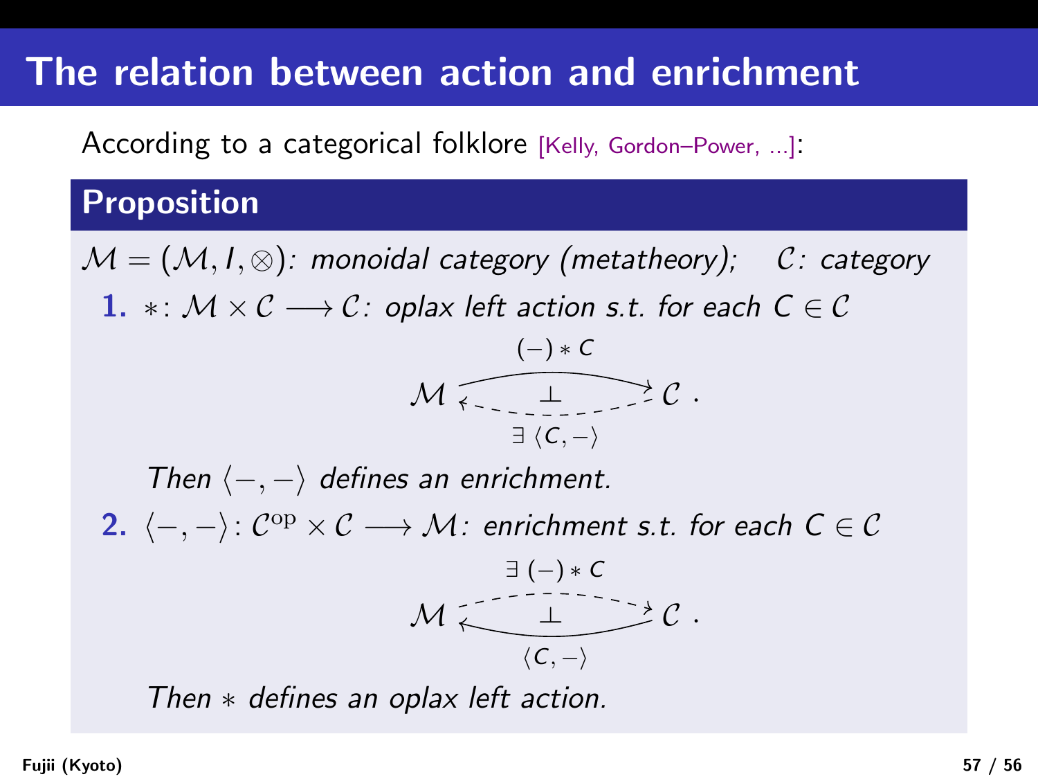# The relation between action and enrichment

According to a categorical folklore [Kelly, Gordon–Power, ...]:

## Proposition

$\mathcal{M} = (\mathcal{M}, I, \otimes)$: *monoidal category (metatheory);* $\quad \mathcal{C}$: *category*

1. $* \colon \mathcal{M} \times \mathcal{C} \longrightarrow \mathcal{C}$: *oplax left action s.t. for each* $C \in \mathcal{C}$

$$\mathcal{M} \underset{\exists\, \langle C, - \rangle}{\overset{(-) * C}{\underset{\longleftarrow}{\overset{\longrightarrow}{\bot}}}} \mathcal{C}\ .$$

   *Then* $\langle -, - \rangle$ *defines an enrichment.*

2. $\langle -, - \rangle \colon \mathcal{C}^{\mathrm{op}} \times \mathcal{C} \longrightarrow \mathcal{M}$: *enrichment s.t. for each* $C \in \mathcal{C}$

$$\mathcal{M} \underset{\langle C, - \rangle}{\overset{\exists\, (-) * C}{\underset{\longleftarrow}{\overset{\longrightarrow}{\bot}}}} \mathcal{C}\ .$$

   *Then* $*$ *defines an oplax left action.*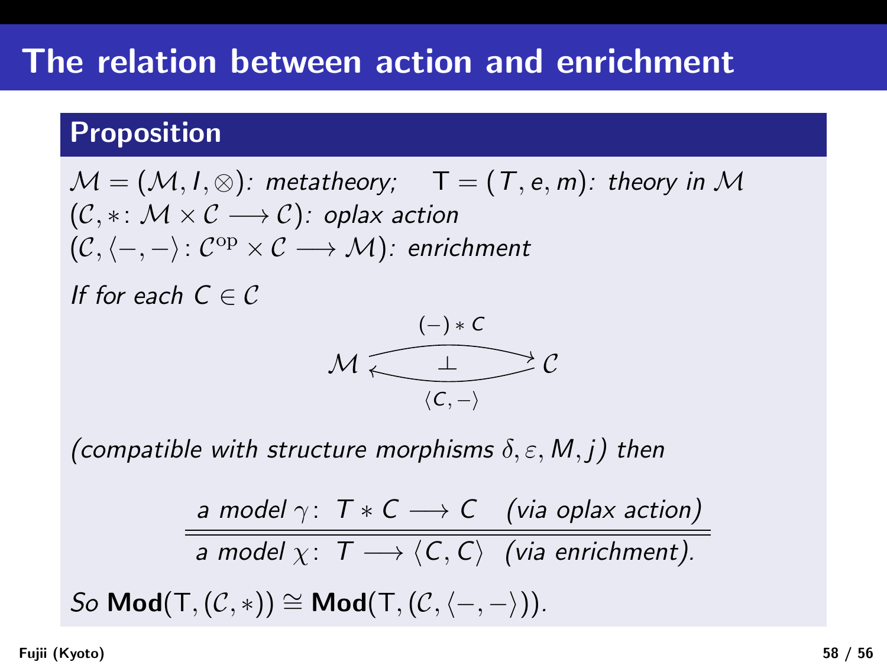# The relation between action and enrichment

## Proposition

$\mathcal{M} = (\mathcal{M}, I, \otimes)$: *metatheory;* $\quad \mathsf{T} = (T, e, m)$: *theory in* $\mathcal{M}$
$(\mathcal{C}, *\colon \mathcal{M} \times \mathcal{C} \longrightarrow \mathcal{C})$: *oplax action*
$(\mathcal{C}, \langle -, - \rangle \colon \mathcal{C}^{\mathrm{op}} \times \mathcal{C} \longrightarrow \mathcal{M})$: *enrichment*

*If for each* $C \in \mathcal{C}$

$$\mathcal{M} \underset{\langle C, - \rangle}{\overset{(-) * C}{\rightleftarrows}} \mathcal{C} \quad (\bot)$$

*(compatible with structure morphisms* $\delta, \varepsilon, M, j$*) then*

$$\frac{\text{a model } \gamma\colon\ T * C \longrightarrow C \quad \text{(via oplax action)}}{\text{a model } \chi\colon\ T \longrightarrow \langle C, C \rangle \quad \text{(via enrichment).}}$$

*So* $\mathbf{Mod}(\mathsf{T}, (\mathcal{C}, *)) \cong \mathbf{Mod}(\mathsf{T}, (\mathcal{C}, \langle -, - \rangle))$.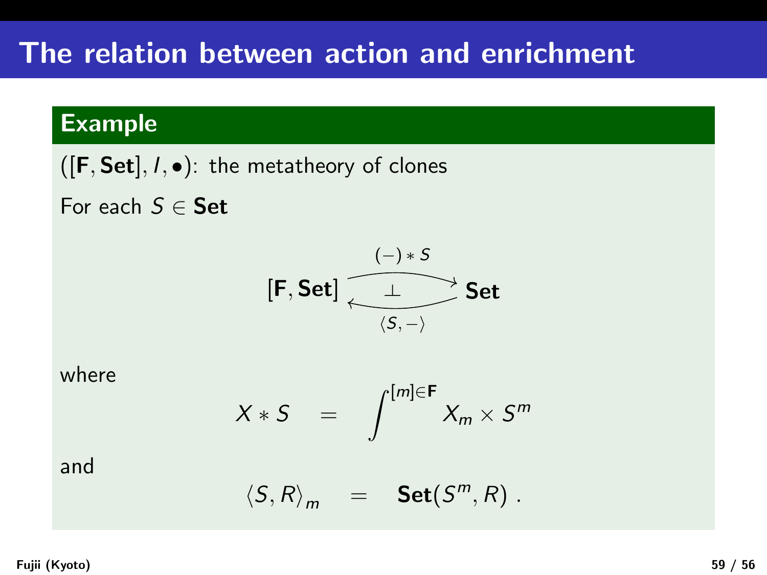# The relation between action and enrichment

## Example

$([\mathbf{F}, \mathbf{Set}], I, \bullet)$: the metatheory of clones

For each $S \in \mathbf{Set}$

$$[\mathbf{F}, \mathbf{Set}] \underset{\langle S, - \rangle}{\overset{(-) * S}{\rightleftarrows}} \mathbf{Set} \quad (\bot)$$

where

$$X * S \quad = \quad \int^{[m] \in \mathbf{F}} X_m \times S^m$$

and

$$\langle S, R \rangle_m \quad = \quad \mathbf{Set}(S^m, R) \; .$$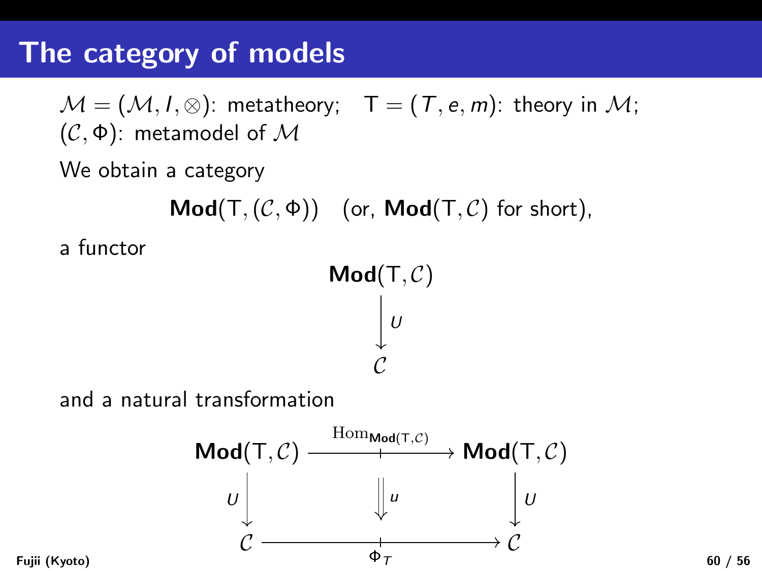# The category of models

$\mathcal{M} = (\mathcal{M}, I, \otimes)$: metatheory; $\mathsf{T} = (T, e, m)$: theory in $\mathcal{M}$;
$(\mathcal{C}, \Phi)$: metamodel of $\mathcal{M}$

We obtain a category

$$\mathbf{Mod}(\mathsf{T}, (\mathcal{C}, \Phi)) \quad \text{(or, } \mathbf{Mod}(\mathsf{T}, \mathcal{C}) \text{ for short)},$$

a functor

$$\begin{array}{c} \mathbf{Mod}(\mathsf{T}, \mathcal{C}) \\ \big\downarrow U \\ \mathcal{C} \end{array}$$

and a natural transformation

$$\begin{array}{ccc} \mathbf{Mod}(\mathsf{T}, \mathcal{C}) & \xrightarrow{\mathrm{Hom}_{\mathbf{Mod}(\mathsf{T},\mathcal{C})}} & \mathbf{Mod}(\mathsf{T}, \mathcal{C}) \\ {\scriptstyle U}\big\downarrow & \Downarrow u & \big\downarrow{\scriptstyle U} \\ \mathcal{C} & \xrightarrow[\Phi_T]{} & \mathcal{C} \end{array}$$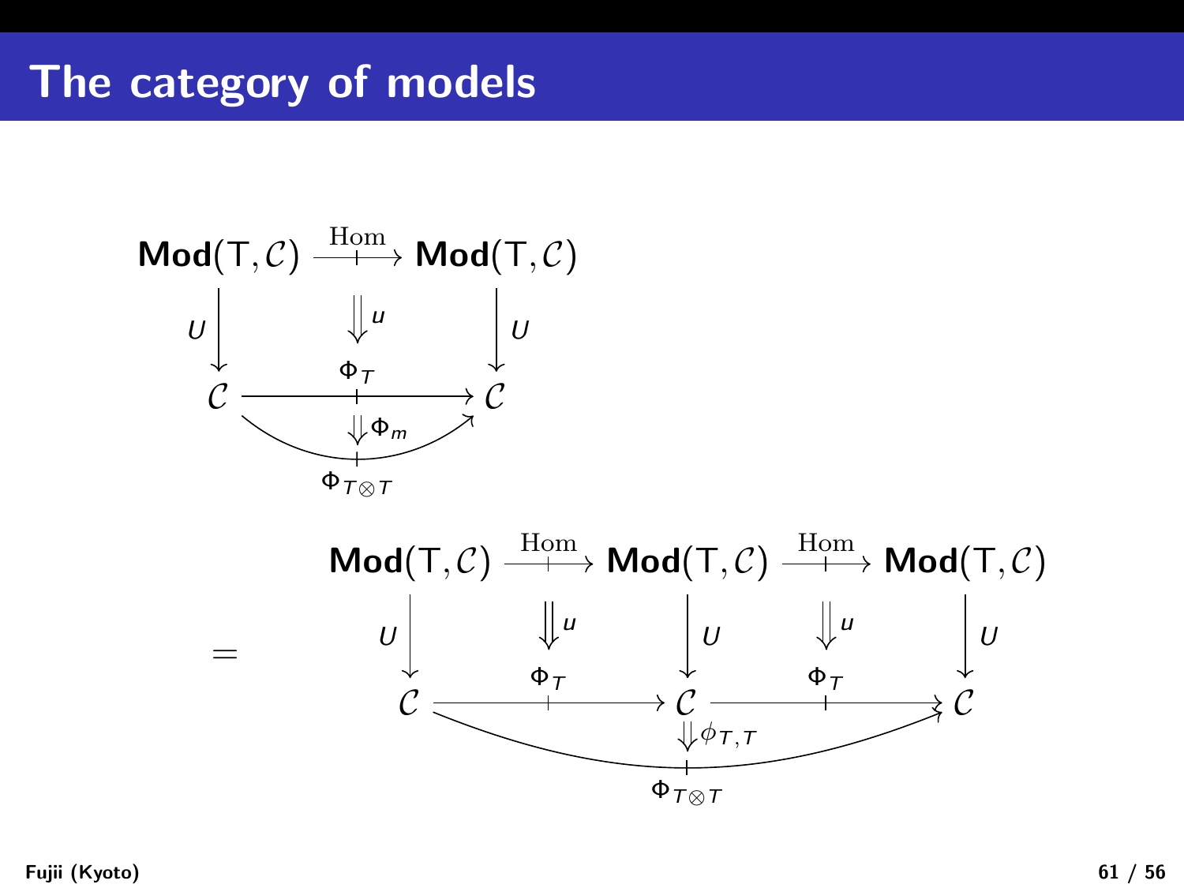# The category of models

$$
\begin{array}{ccc}
\mathbf{Mod}(\mathsf{T},\mathcal{C}) & \xrightarrow{\ \mathrm{Hom}\ } & \mathbf{Mod}(\mathsf{T},\mathcal{C}) \\
{\scriptstyle U}\downarrow & \Downarrow u & \downarrow{\scriptstyle U} \\
\mathcal{C} & \xrightarrow{\ \Phi_T\ } & \mathcal{C} \\
& \Downarrow \Phi_m & \\
& \Phi_{T\otimes T} &
\end{array}
$$

$$
=
\begin{array}{ccccc}
\mathbf{Mod}(\mathsf{T},\mathcal{C}) & \xrightarrow{\ \mathrm{Hom}\ } & \mathbf{Mod}(\mathsf{T},\mathcal{C}) & \xrightarrow{\ \mathrm{Hom}\ } & \mathbf{Mod}(\mathsf{T},\mathcal{C}) \\
{\scriptstyle U}\downarrow & \Downarrow u & \downarrow{\scriptstyle U} & \Downarrow u & \downarrow{\scriptstyle U} \\
\mathcal{C} & \xrightarrow{\ \Phi_T\ } & \mathcal{C} & \xrightarrow{\ \Phi_T\ } & \mathcal{C} \\
& & \Downarrow \phi_{T,T} & & \\
& & \Phi_{T\otimes T} & &
\end{array}
$$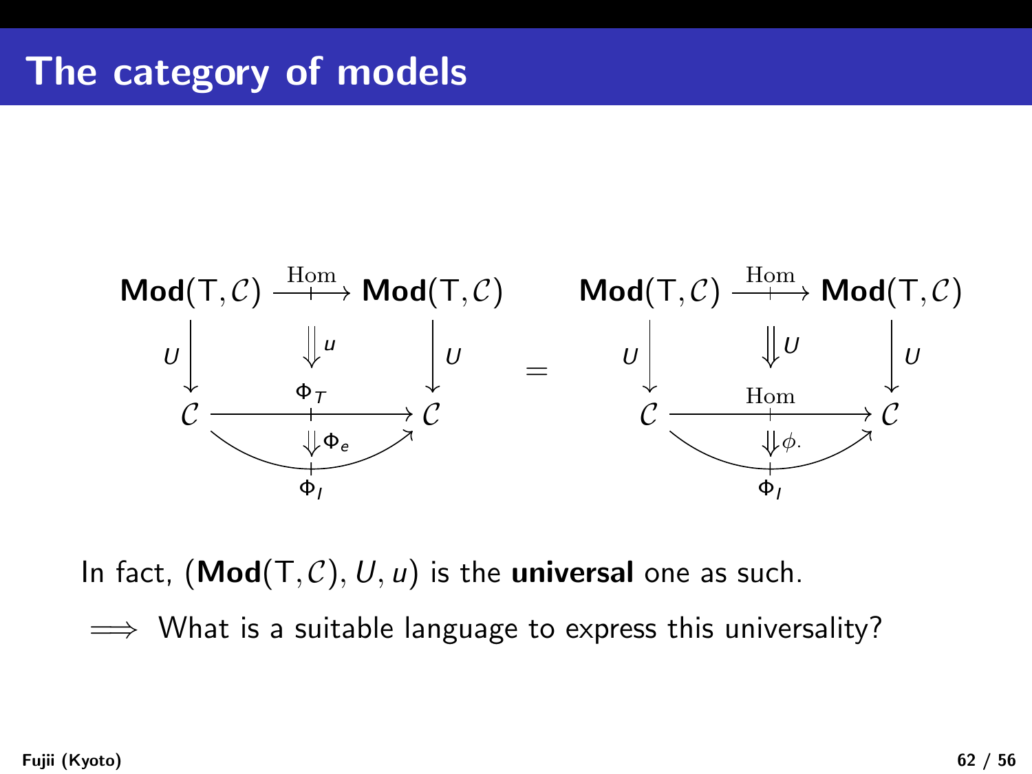# The category of models

$$
\begin{array}{ccc}
\mathbf{Mod}(\mathsf{T},\mathcal{C}) & \xrightarrow{\ \mathrm{Hom}\ } & \mathbf{Mod}(\mathsf{T},\mathcal{C}) \\
{\scriptstyle U}\downarrow & \Downarrow u & \downarrow{\scriptstyle U} \\
\mathcal{C} & \xrightarrow{\ \Phi_T\ } & \mathcal{C} \\
& \Downarrow \Phi_e & \\
& \Phi_I &
\end{array}
\quad = \quad
\begin{array}{ccc}
\mathbf{Mod}(\mathsf{T},\mathcal{C}) & \xrightarrow{\ \mathrm{Hom}\ } & \mathbf{Mod}(\mathsf{T},\mathcal{C}) \\
{\scriptstyle U}\downarrow & \Downarrow U & \downarrow{\scriptstyle U} \\
\mathcal{C} & \xrightarrow{\ \mathrm{Hom}\ } & \mathcal{C} \\
& \Downarrow \phi. & \\
& \Phi_I &
\end{array}
$$

In fact, $(\mathbf{Mod}(\mathsf{T},\mathcal{C}), U, u)$ is the **universal** one as such.

$\Longrightarrow$ What is a suitable language to express this universality?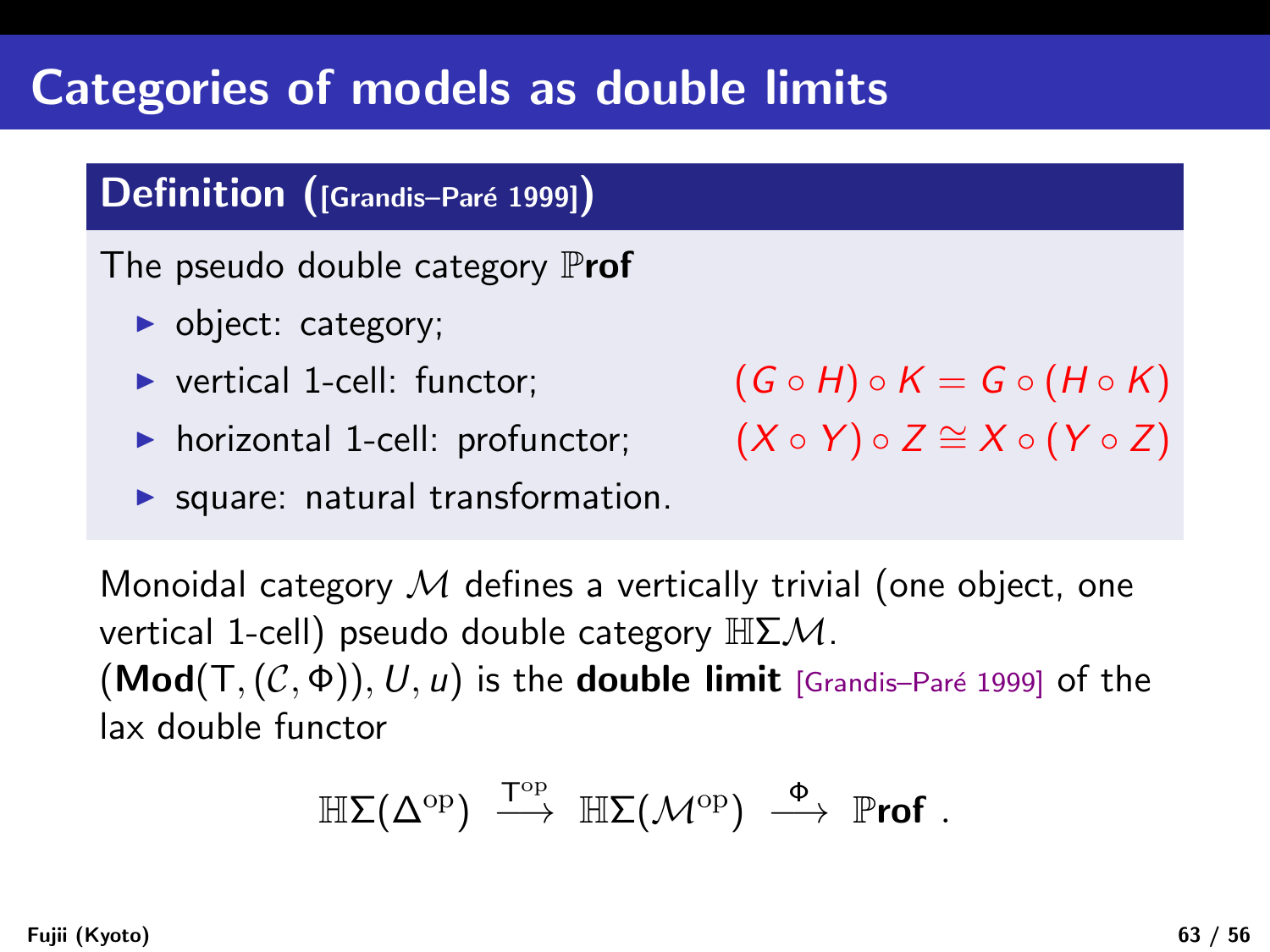# Categories of models as double limits

**Definition ([Grandis–Paré 1999])**

The pseudo double category $\mathbb{P}\textbf{rof}$

- object: category;
- vertical 1-cell: functor; $\quad (G \circ H) \circ K = G \circ (H \circ K)$
- horizontal 1-cell: profunctor; $\quad (X \circ Y) \circ Z \cong X \circ (Y \circ Z)$
- square: natural transformation.

Monoidal category $\mathcal{M}$ defines a vertically trivial (one object, one vertical 1-cell) pseudo double category $\mathbb{H}\Sigma\mathcal{M}$.
$(\textbf{Mod}(\mathsf{T}, (\mathcal{C}, \Phi)), U, u)$ is the **double limit** [Grandis–Paré 1999] of the lax double functor

$$\mathbb{H}\Sigma(\Delta^{\mathrm{op}}) \xrightarrow{\mathsf{T}^{\mathrm{op}}} \mathbb{H}\Sigma(\mathcal{M}^{\mathrm{op}}) \xrightarrow{\Phi} \mathbb{P}\textbf{rof}\ .$$